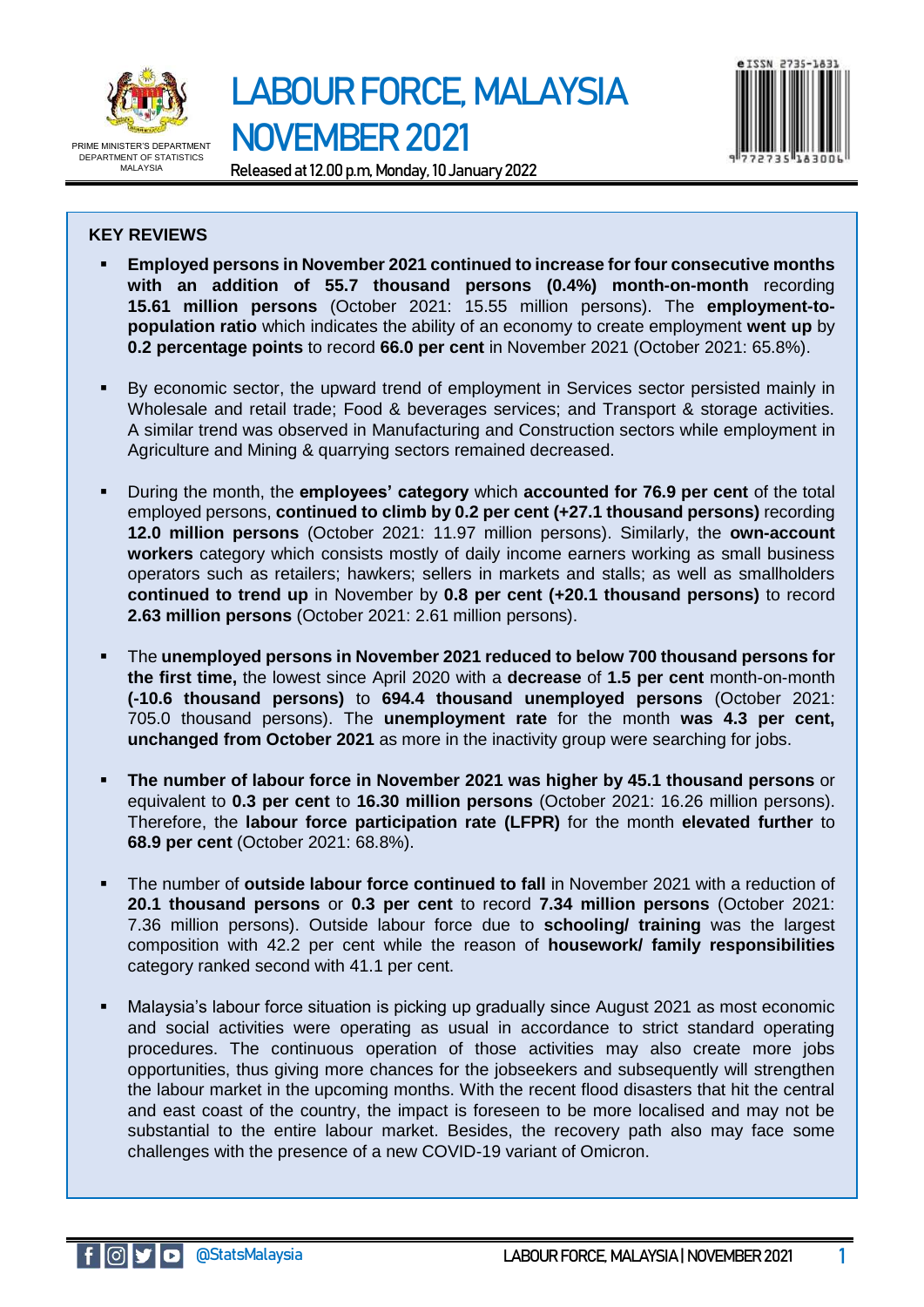PRIME MINISTER'S DEPARTMENT
DEPARTMENT OF STATISTICS
MALAYSIA

# LABOUR FORCE, MALAYSIA NOVEMBER 2021

Released at 12.00 p.m, Monday, 10 January 2022

eISSN 2735-1831

## KEY REVIEWS

- **Employed persons in November 2021 continued to increase for four consecutive months with an addition of 55.7 thousand persons (0.4%) month-on-month** recording **15.61 million persons** (October 2021: 15.55 million persons). The **employment-to-population ratio** which indicates the ability of an economy to create employment **went up** by **0.2 percentage points** to record **66.0 per cent** in November 2021 (October 2021: 65.8%).

- By economic sector, the upward trend of employment in Services sector persisted mainly in Wholesale and retail trade; Food & beverages services; and Transport & storage activities. A similar trend was observed in Manufacturing and Construction sectors while employment in Agriculture and Mining & quarrying sectors remained decreased.

- During the month, the **employees' category** which **accounted for 76.9 per cent** of the total employed persons, **continued to climb by 0.2 per cent (+27.1 thousand persons)** recording **12.0 million persons** (October 2021: 11.97 million persons). Similarly, the **own-account workers** category which consists mostly of daily income earners working as small business operators such as retailers; hawkers; sellers in markets and stalls; as well as smallholders **continued to trend up** in November by **0.8 per cent (+20.1 thousand persons)** to record **2.63 million persons** (October 2021: 2.61 million persons).

- The **unemployed persons in November 2021 reduced to below 700 thousand persons for the first time,** the lowest since April 2020 with a **decrease** of **1.5 per cent** month-on-month **(-10.6 thousand persons)** to **694.4 thousand unemployed persons** (October 2021: 705.0 thousand persons). The **unemployment rate** for the month **was 4.3 per cent, unchanged from October 2021** as more in the inactivity group were searching for jobs.

- **The number of labour force in November 2021 was higher by 45.1 thousand persons** or equivalent to **0.3 per cent** to **16.30 million persons** (October 2021: 16.26 million persons). Therefore, the **labour force participation rate (LFPR)** for the month **elevated further** to **68.9 per cent** (October 2021: 68.8%).

- The number of **outside labour force continued to fall** in November 2021 with a reduction of **20.1 thousand persons** or **0.3 per cent** to record **7.34 million persons** (October 2021: 7.36 million persons). Outside labour force due to **schooling/ training** was the largest composition with 42.2 per cent while the reason of **housework/ family responsibilities** category ranked second with 41.1 per cent.

- Malaysia's labour force situation is picking up gradually since August 2021 as most economic and social activities were operating as usual in accordance to strict standard operating procedures. The continuous operation of those activities may also create more jobs opportunities, thus giving more chances for the jobseekers and subsequently will strengthen the labour market in the upcoming months. With the recent flood disasters that hit the central and east coast of the country, the impact is foreseen to be more localised and may not be substantial to the entire labour market. Besides, the recovery path also may face some challenges with the presence of a new COVID-19 variant of Omicron.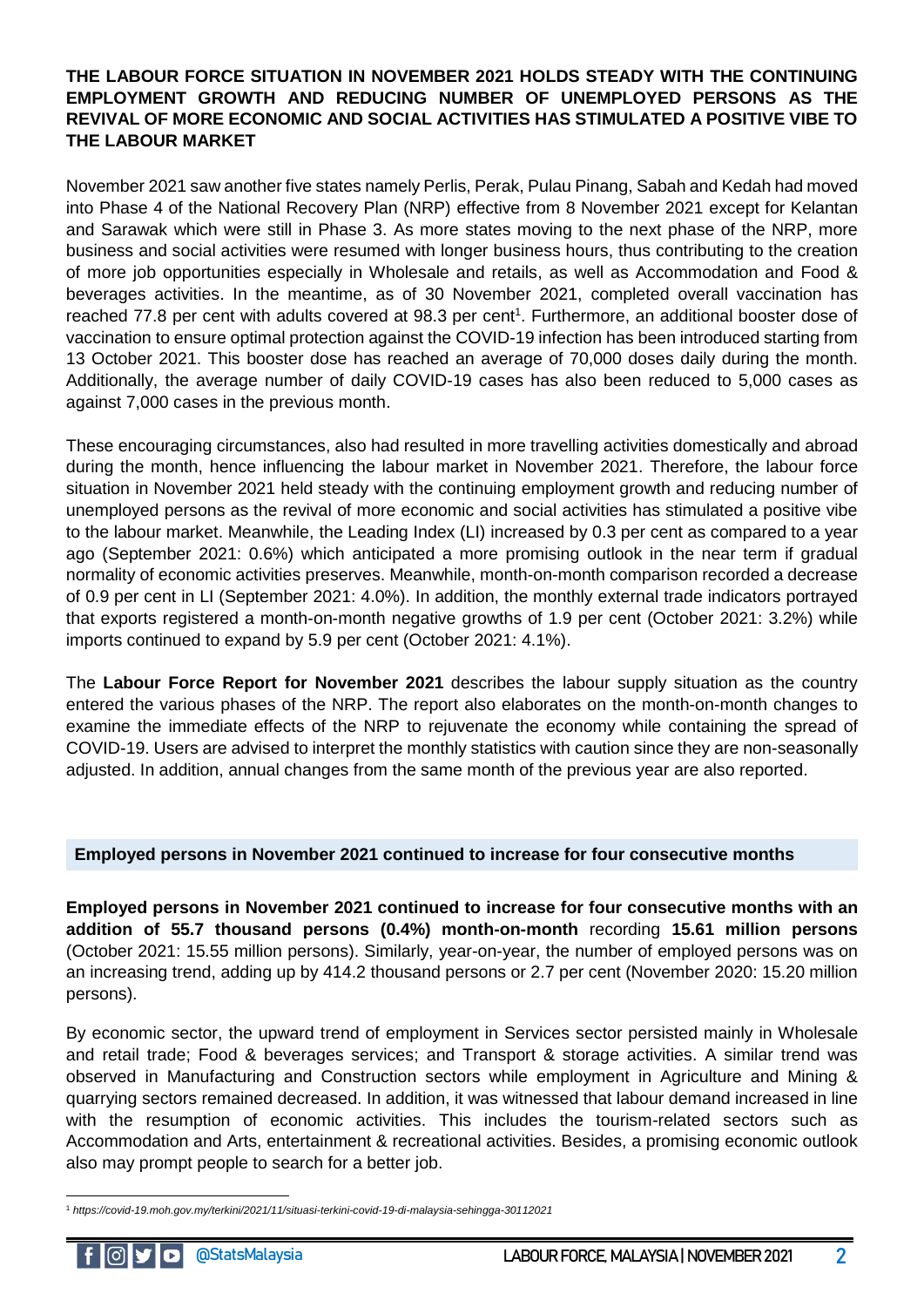**THE LABOUR FORCE SITUATION IN NOVEMBER 2021 HOLDS STEADY WITH THE CONTINUING EMPLOYMENT GROWTH AND REDUCING NUMBER OF UNEMPLOYED PERSONS AS THE REVIVAL OF MORE ECONOMIC AND SOCIAL ACTIVITIES HAS STIMULATED A POSITIVE VIBE TO THE LABOUR MARKET**

November 2021 saw another five states namely Perlis, Perak, Pulau Pinang, Sabah and Kedah had moved into Phase 4 of the National Recovery Plan (NRP) effective from 8 November 2021 except for Kelantan and Sarawak which were still in Phase 3. As more states moving to the next phase of the NRP, more business and social activities were resumed with longer business hours, thus contributing to the creation of more job opportunities especially in Wholesale and retails, as well as Accommodation and Food & beverages activities. In the meantime, as of 30 November 2021, completed overall vaccination has reached 77.8 per cent with adults covered at 98.3 per cent[1]. Furthermore, an additional booster dose of vaccination to ensure optimal protection against the COVID-19 infection has been introduced starting from 13 October 2021. This booster dose has reached an average of 70,000 doses daily during the month. Additionally, the average number of daily COVID-19 cases has also been reduced to 5,000 cases as against 7,000 cases in the previous month.

These encouraging circumstances, also had resulted in more travelling activities domestically and abroad during the month, hence influencing the labour market in November 2021. Therefore, the labour force situation in November 2021 held steady with the continuing employment growth and reducing number of unemployed persons as the revival of more economic and social activities has stimulated a positive vibe to the labour market. Meanwhile, the Leading Index (LI) increased by 0.3 per cent as compared to a year ago (September 2021: 0.6%) which anticipated a more promising outlook in the near term if gradual normality of economic activities preserves. Meanwhile, month-on-month comparison recorded a decrease of 0.9 per cent in LI (September 2021: 4.0%). In addition, the monthly external trade indicators portrayed that exports registered a month-on-month negative growths of 1.9 per cent (October 2021: 3.2%) while imports continued to expand by 5.9 per cent (October 2021: 4.1%).

The **Labour Force Report for November 2021** describes the labour supply situation as the country entered the various phases of the NRP. The report also elaborates on the month-on-month changes to examine the immediate effects of the NRP to rejuvenate the economy while containing the spread of COVID-19. Users are advised to interpret the monthly statistics with caution since they are non-seasonally adjusted. In addition, annual changes from the same month of the previous year are also reported.

## Employed persons in November 2021 continued to increase for four consecutive months

**Employed persons in November 2021 continued to increase for four consecutive months with an addition of 55.7 thousand persons (0.4%) month-on-month** recording **15.61 million persons** (October 2021: 15.55 million persons). Similarly, year-on-year, the number of employed persons was on an increasing trend, adding up by 414.2 thousand persons or 2.7 per cent (November 2020: 15.20 million persons).

By economic sector, the upward trend of employment in Services sector persisted mainly in Wholesale and retail trade; Food & beverages services; and Transport & storage activities. A similar trend was observed in Manufacturing and Construction sectors while employment in Agriculture and Mining & quarrying sectors remained decreased. In addition, it was witnessed that labour demand increased in line with the resumption of economic activities. This includes the tourism-related sectors such as Accommodation and Arts, entertainment & recreational activities. Besides, a promising economic outlook also may prompt people to search for a better job.

[1] *https://covid-19.moh.gov.my/terkini/2021/11/situasi-terkini-covid-19-di-malaysia-sehingga-30112021*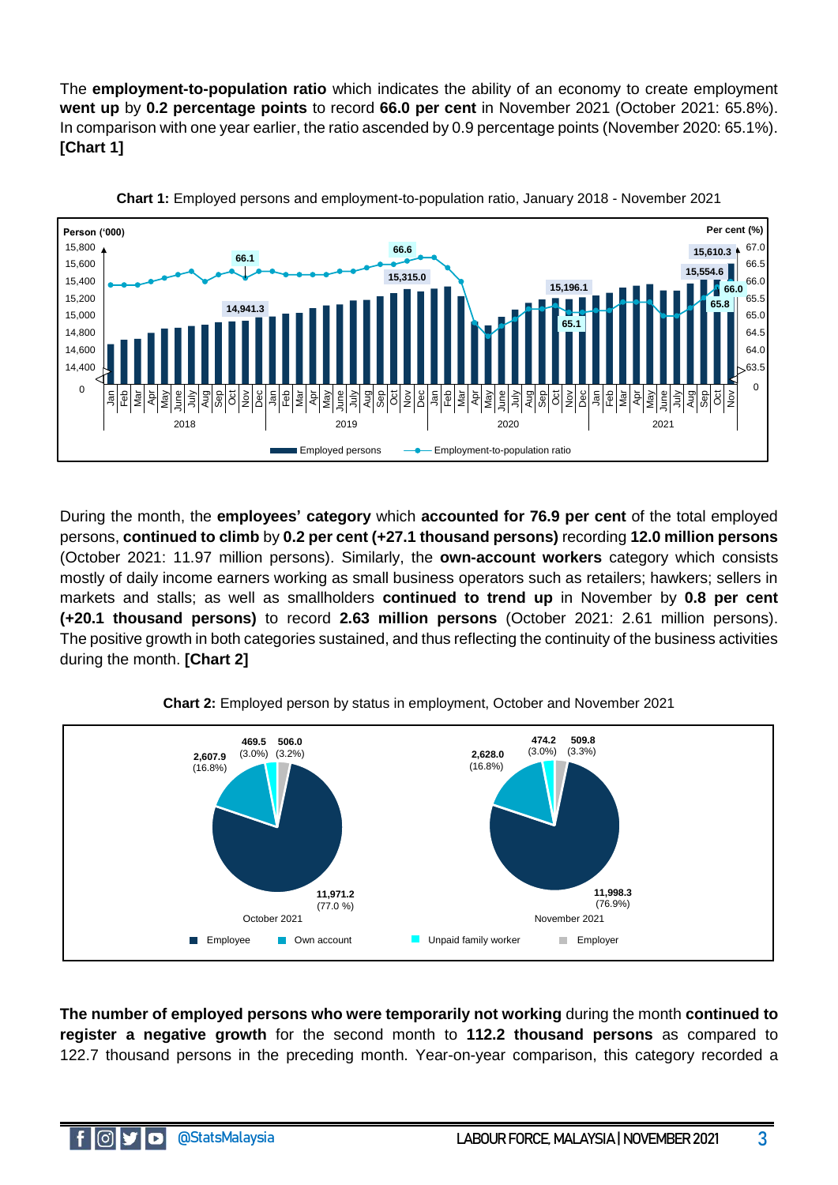The **employment-to-population ratio** which indicates the ability of an economy to create employment **went up** by **0.2 percentage points** to record **66.0 per cent** in November 2021 (October 2021: 65.8%). In comparison with one year earlier, the ratio ascended by 0.9 percentage points (November 2020: 65.1%). **[Chart 1]**

**Chart 1:** Employed persons and employment-to-population ratio, January 2018 - November 2021

During the month, the **employees' category** which **accounted for 76.9 per cent** of the total employed persons, **continued to climb** by **0.2 per cent (+27.1 thousand persons)** recording **12.0 million persons** (October 2021: 11.97 million persons). Similarly, the **own-account workers** category which consists mostly of daily income earners working as small business operators such as retailers; hawkers; sellers in markets and stalls; as well as smallholders **continued to trend up** in November by **0.8 per cent (+20.1 thousand persons)** to record **2.63 million persons** (October 2021: 2.61 million persons). The positive growth in both categories sustained, and thus reflecting the continuity of the business activities during the month. **[Chart 2]**

**Chart 2:** Employed person by status in employment, October and November 2021

**The number of employed persons who were temporarily not working** during the month **continued to register a negative growth** for the second month to **112.2 thousand persons** as compared to 122.7 thousand persons in the preceding month. Year-on-year comparison, this category recorded a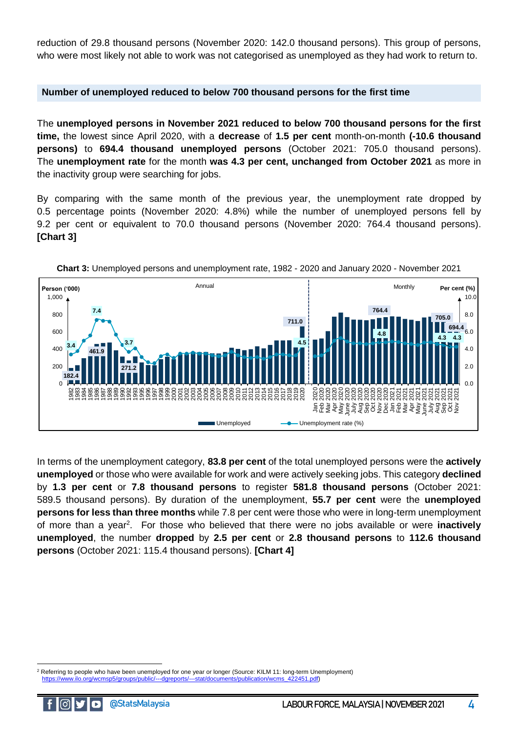reduction of 29.8 thousand persons (November 2020: 142.0 thousand persons). This group of persons, who were most likely not able to work was not categorised as unemployed as they had work to return to.

## Number of unemployed reduced to below 700 thousand persons for the first time

The **unemployed persons in November 2021 reduced to below 700 thousand persons for the first time,** the lowest since April 2020, with a **decrease** of **1.5 per cent** month-on-month **(-10.6 thousand persons)** to **694.4 thousand unemployed persons** (October 2021: 705.0 thousand persons). The **unemployment rate** for the month **was 4.3 per cent, unchanged from October 2021** as more in the inactivity group were searching for jobs.

By comparing with the same month of the previous year, the unemployment rate dropped by 0.5 percentage points (November 2020: 4.8%) while the number of unemployed persons fell by 9.2 per cent or equivalent to 70.0 thousand persons (November 2020: 764.4 thousand persons). **[Chart 3]**

**Chart 3:** Unemployed persons and unemployment rate, 1982 - 2020 and January 2020 - November 2021

In terms of the unemployment category, **83.8 per cent** of the total unemployed persons were the **actively unemployed** or those who were available for work and were actively seeking jobs. This category **declined** by **1.3 per cent** or **7.8 thousand persons** to register **581.8 thousand persons** (October 2021: 589.5 thousand persons). By duration of the unemployment, **55.7 per cent** were the **unemployed persons for less than three months** while 7.8 per cent were those who were in long-term unemployment of more than a year[2]. For those who believed that there were no jobs available or were **inactively unemployed**, the number **dropped** by **2.5 per cent** or **2.8 thousand persons** to **112.6 thousand persons** (October 2021: 115.4 thousand persons). **[Chart 4]**

---

[2] Referring to people who have been unemployed for one year or longer (Source: KILM 11: long-term Unemployment) https://www.ilo.org/wcmsp5/groups/public/---dgreports/---stat/documents/publication/wcms_422451.pdf)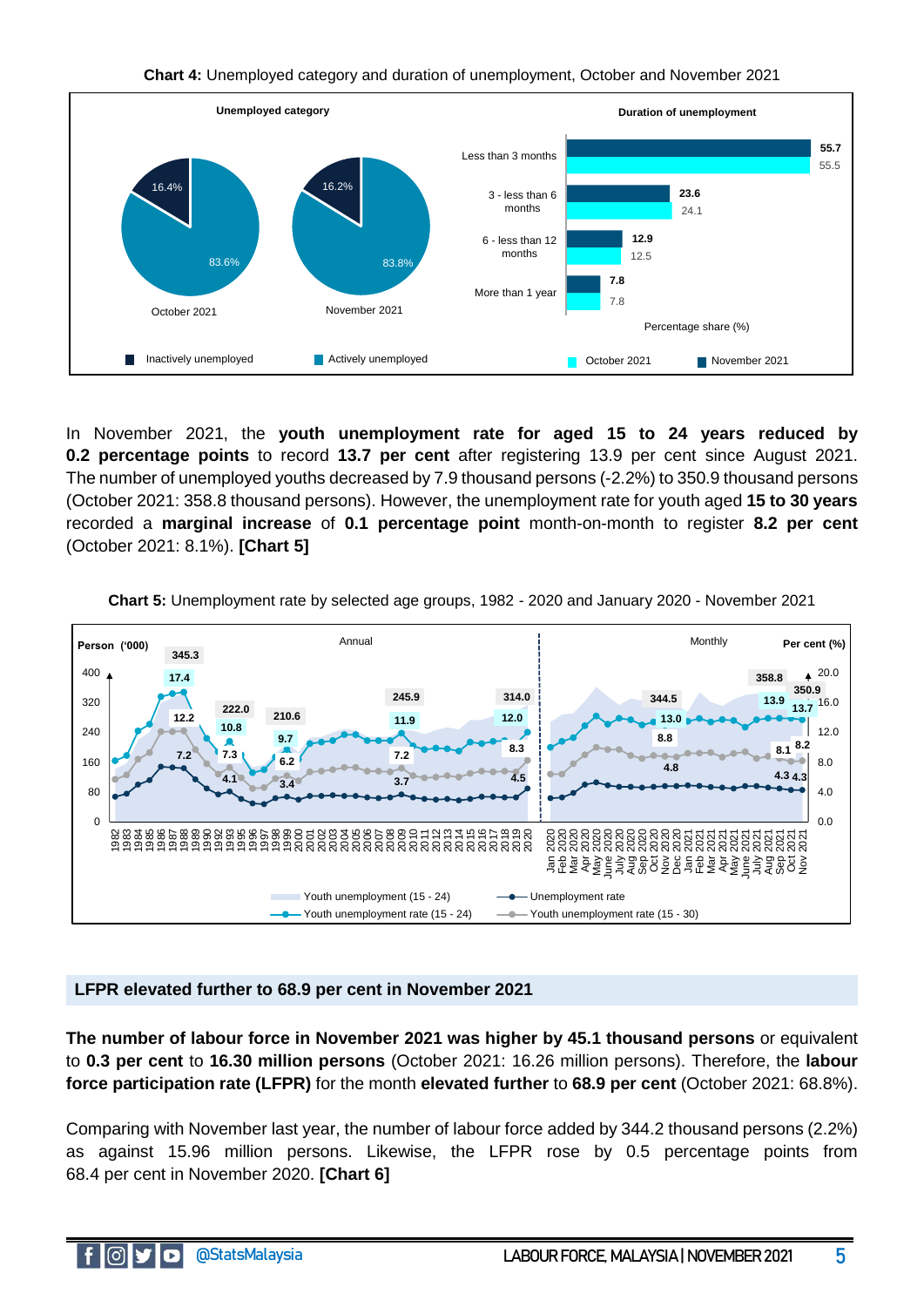**Chart 4:** Unemployed category and duration of unemployment, October and November 2021

**Unemployed category**

| | October 2021 | November 2021 |
|---|---|---|
| Inactively unemployed | 16.4% | 16.2% |
| Actively unemployed | 83.6% | 83.8% |

**Duration of unemployment**

Percentage share (%)

| Duration | October 2021 | November 2021 |
|---|---|---|
| Less than 3 months | 55.5 | 55.7 |
| 3 - less than 6 months | 24.1 | 23.6 |
| 6 - less than 12 months | 12.5 | 12.9 |
| More than 1 year | 7.8 | 7.8 |

In November 2021, the **youth unemployment rate for aged 15 to 24 years reduced by 0.2 percentage points** to record **13.7 per cent** after registering 13.9 per cent since August 2021. The number of unemployed youths decreased by 7.9 thousand persons (-2.2%) to 350.9 thousand persons (October 2021: 358.8 thousand persons). However, the unemployment rate for youth aged **15 to 30 years** recorded a **marginal increase** of **0.1 percentage point** month-on-month to register **8.2 per cent** (October 2021: 8.1%). **[Chart 5]**

**Chart 5:** Unemployment rate by selected age groups, 1982 - 2020 and January 2020 - November 2021

Legend: Youth unemployment (15 - 24); Unemployment rate; Youth unemployment rate (15 - 24); Youth unemployment rate (15 - 30)

Left axis: Person ('000); Right axis: Per cent (%)

Annual labels: 345.3, 17.4, 12.2, 7.2, 222.0, 10.8, 7.3, 4.1, 210.6, 9.7, 6.2, 3.4, 245.9, 11.9, 7.2, 3.7, 314.0, 12.0, 8.3, 4.5

Monthly labels: 344.5, 13.0, 8.8, 4.8, 358.8, 13.9, 8.1, 4.3, 350.9, 13.7, 8.2, 4.3

## LFPR elevated further to 68.9 per cent in November 2021

**The number of labour force in November 2021 was higher by 45.1 thousand persons** or equivalent to **0.3 per cent** to **16.30 million persons** (October 2021: 16.26 million persons). Therefore, the **labour force participation rate (LFPR)** for the month **elevated further** to **68.9 per cent** (October 2021: 68.8%).

Comparing with November last year, the number of labour force added by 344.2 thousand persons (2.2%) as against 15.96 million persons. Likewise, the LFPR rose by 0.5 percentage points from 68.4 per cent in November 2020. **[Chart 6]**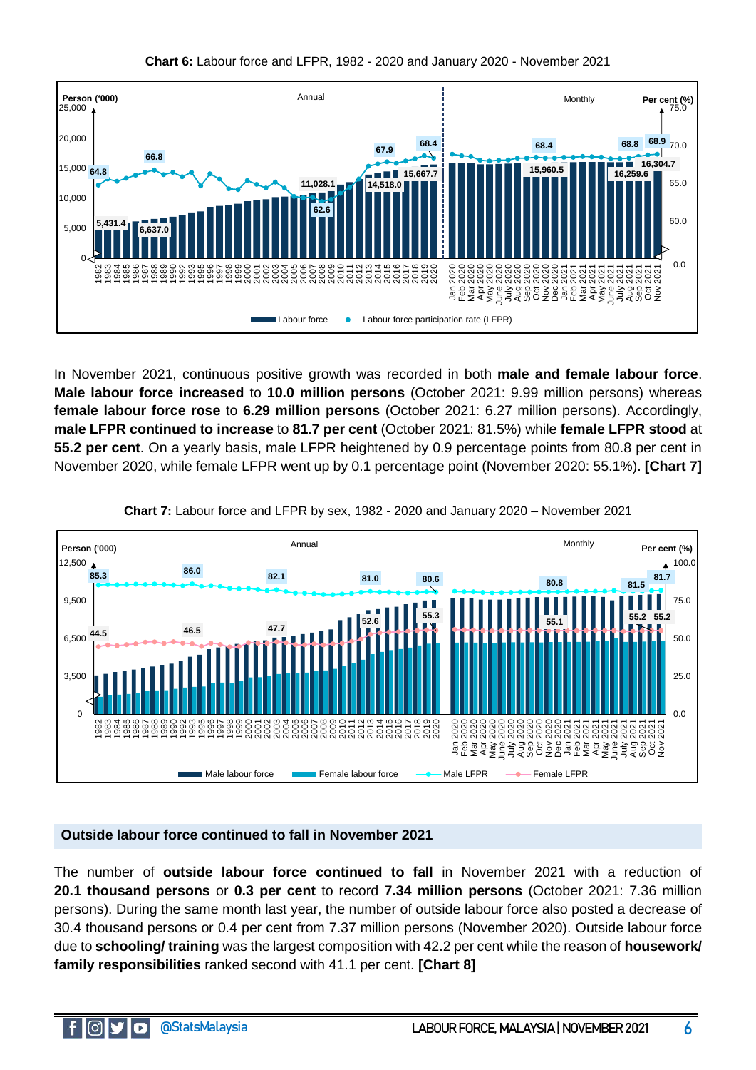**Chart 6:** Labour force and LFPR, 1982 - 2020 and January 2020 - November 2021

In November 2021, continuous positive growth was recorded in both **male and female labour force**. **Male labour force increased** to **10.0 million persons** (October 2021: 9.99 million persons) whereas **female labour force rose** to **6.29 million persons** (October 2021: 6.27 million persons). Accordingly, **male LFPR continued to increase** to **81.7 per cent** (October 2021: 81.5%) while **female LFPR stood** at **55.2 per cent**. On a yearly basis, male LFPR heightened by 0.9 percentage points from 80.8 per cent in November 2020, while female LFPR went up by 0.1 percentage point (November 2020: 55.1%). **[Chart 7]**

**Chart 7:** Labour force and LFPR by sex, 1982 - 2020 and January 2020 – November 2021

## Outside labour force continued to fall in November 2021

The number of **outside labour force continued to fall** in November 2021 with a reduction of **20.1 thousand persons** or **0.3 per cent** to record **7.34 million persons** (October 2021: 7.36 million persons). During the same month last year, the number of outside labour force also posted a decrease of 30.4 thousand persons or 0.4 per cent from 7.37 million persons (November 2020). Outside labour force due to **schooling/ training** was the largest composition with 42.2 per cent while the reason of **housework/ family responsibilities** ranked second with 41.1 per cent. **[Chart 8]**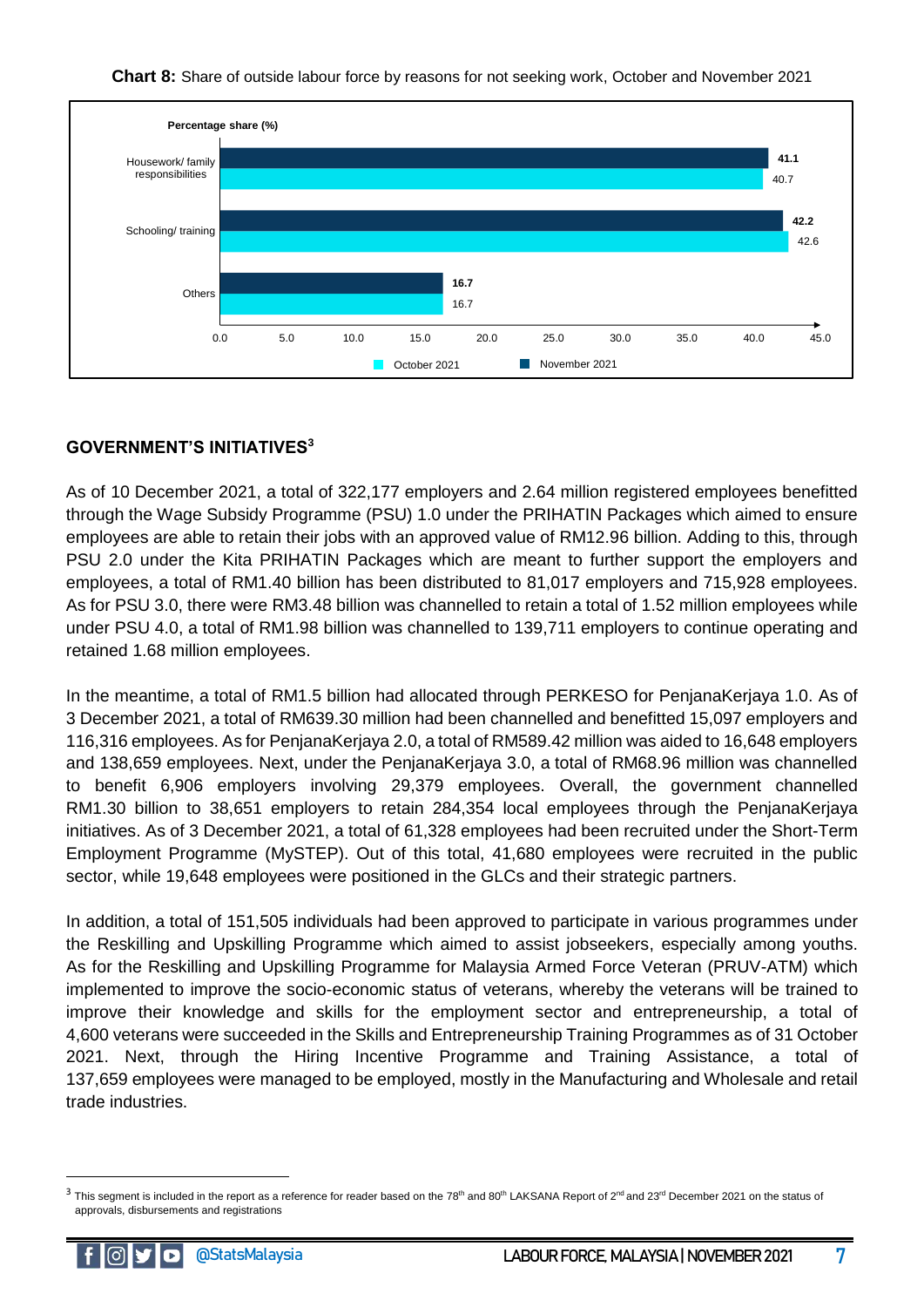**Chart 8:** Share of outside labour force by reasons for not seeking work, October and November 2021

| Reason | October 2021 (%) | November 2021 (%) |
|---|---|---|
| Housework/ family responsibilities | 40.7 | 41.1 |
| Schooling/ training | 42.6 | 42.2 |
| Others | 16.7 | 16.7 |

## GOVERNMENT'S INITIATIVES[3]

As of 10 December 2021, a total of 322,177 employers and 2.64 million registered employees benefitted through the Wage Subsidy Programme (PSU) 1.0 under the PRIHATIN Packages which aimed to ensure employees are able to retain their jobs with an approved value of RM12.96 billion. Adding to this, through PSU 2.0 under the Kita PRIHATIN Packages which are meant to further support the employers and employees, a total of RM1.40 billion has been distributed to 81,017 employers and 715,928 employees. As for PSU 3.0, there were RM3.48 billion was channelled to retain a total of 1.52 million employees while under PSU 4.0, a total of RM1.98 billion was channelled to 139,711 employers to continue operating and retained 1.68 million employees.

In the meantime, a total of RM1.5 billion had allocated through PERKESO for PenjanaKerjaya 1.0. As of 3 December 2021, a total of RM639.30 million had been channelled and benefitted 15,097 employers and 116,316 employees. As for PenjanaKerjaya 2.0, a total of RM589.42 million was aided to 16,648 employers and 138,659 employees. Next, under the PenjanaKerjaya 3.0, a total of RM68.96 million was channelled to benefit 6,906 employers involving 29,379 employees. Overall, the government channelled RM1.30 billion to 38,651 employers to retain 284,354 local employees through the PenjanaKerjaya initiatives. As of 3 December 2021, a total of 61,328 employees had been recruited under the Short-Term Employment Programme (MySTEP). Out of this total, 41,680 employees were recruited in the public sector, while 19,648 employees were positioned in the GLCs and their strategic partners.

In addition, a total of 151,505 individuals had been approved to participate in various programmes under the Reskilling and Upskilling Programme which aimed to assist jobseekers, especially among youths. As for the Reskilling and Upskilling Programme for Malaysia Armed Force Veteran (PRUV-ATM) which implemented to improve the socio-economic status of veterans, whereby the veterans will be trained to improve their knowledge and skills for the employment sector and entrepreneurship, a total of 4,600 veterans were succeeded in the Skills and Entrepreneurship Training Programmes as of 31 October 2021. Next, through the Hiring Incentive Programme and Training Assistance, a total of 137,659 employees were managed to be employed, mostly in the Manufacturing and Wholesale and retail trade industries.

[3] This segment is included in the report as a reference for reader based on the 78th and 80th LAKSANA Report of 2nd and 23rd December 2021 on the status of approvals, disbursements and registrations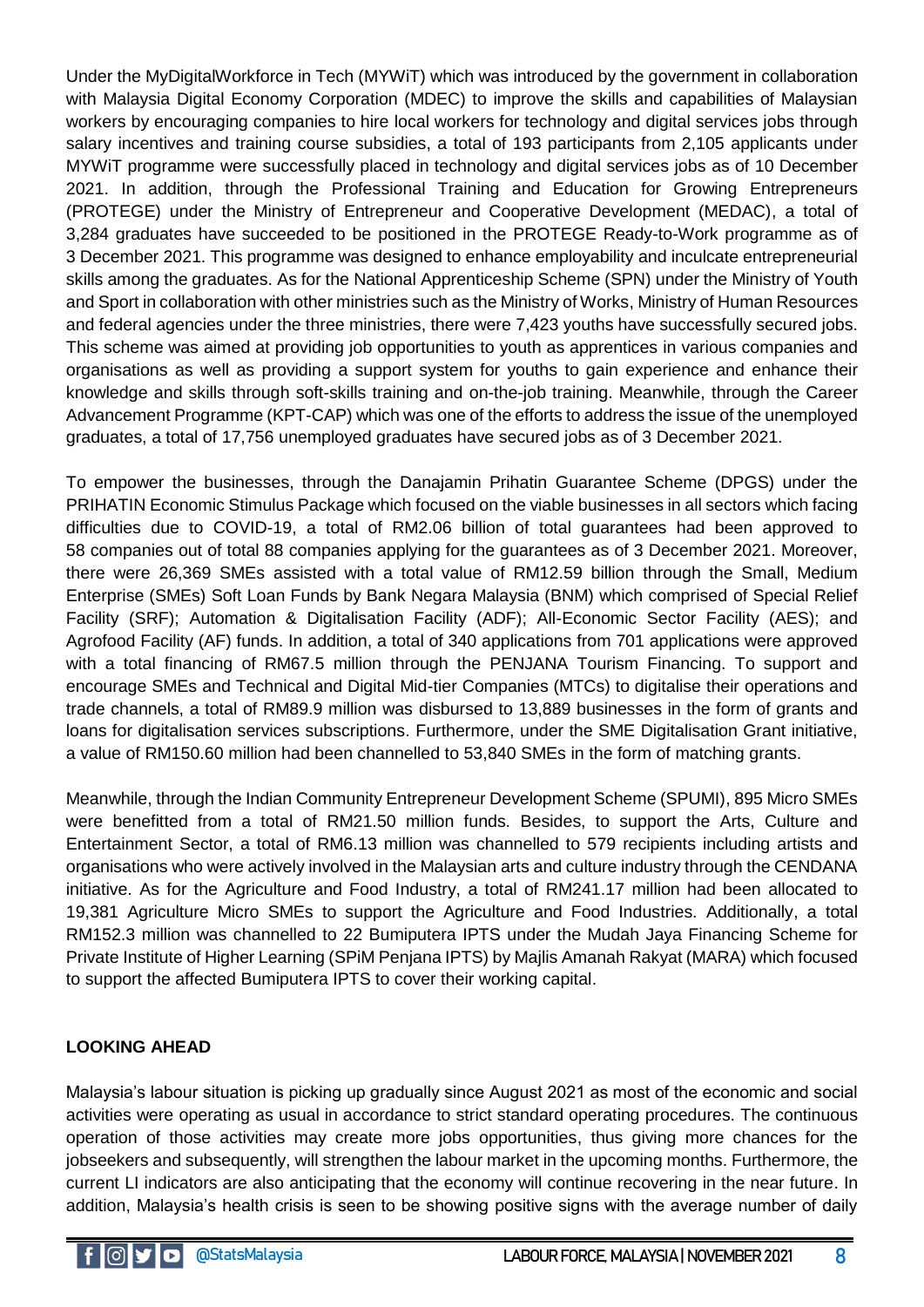Under the MyDigitalWorkforce in Tech (MYWiT) which was introduced by the government in collaboration with Malaysia Digital Economy Corporation (MDEC) to improve the skills and capabilities of Malaysian workers by encouraging companies to hire local workers for technology and digital services jobs through salary incentives and training course subsidies, a total of 193 participants from 2,105 applicants under MYWiT programme were successfully placed in technology and digital services jobs as of 10 December 2021. In addition, through the Professional Training and Education for Growing Entrepreneurs (PROTEGE) under the Ministry of Entrepreneur and Cooperative Development (MEDAC), a total of 3,284 graduates have succeeded to be positioned in the PROTEGE Ready-to-Work programme as of 3 December 2021. This programme was designed to enhance employability and inculcate entrepreneurial skills among the graduates. As for the National Apprenticeship Scheme (SPN) under the Ministry of Youth and Sport in collaboration with other ministries such as the Ministry of Works, Ministry of Human Resources and federal agencies under the three ministries, there were 7,423 youths have successfully secured jobs. This scheme was aimed at providing job opportunities to youth as apprentices in various companies and organisations as well as providing a support system for youths to gain experience and enhance their knowledge and skills through soft-skills training and on-the-job training. Meanwhile, through the Career Advancement Programme (KPT-CAP) which was one of the efforts to address the issue of the unemployed graduates, a total of 17,756 unemployed graduates have secured jobs as of 3 December 2021.

To empower the businesses, through the Danajamin Prihatin Guarantee Scheme (DPGS) under the PRIHATIN Economic Stimulus Package which focused on the viable businesses in all sectors which facing difficulties due to COVID-19, a total of RM2.06 billion of total guarantees had been approved to 58 companies out of total 88 companies applying for the guarantees as of 3 December 2021. Moreover, there were 26,369 SMEs assisted with a total value of RM12.59 billion through the Small, Medium Enterprise (SMEs) Soft Loan Funds by Bank Negara Malaysia (BNM) which comprised of Special Relief Facility (SRF); Automation & Digitalisation Facility (ADF); All-Economic Sector Facility (AES); and Agrofood Facility (AF) funds. In addition, a total of 340 applications from 701 applications were approved with a total financing of RM67.5 million through the PENJANA Tourism Financing. To support and encourage SMEs and Technical and Digital Mid-tier Companies (MTCs) to digitalise their operations and trade channels, a total of RM89.9 million was disbursed to 13,889 businesses in the form of grants and loans for digitalisation services subscriptions. Furthermore, under the SME Digitalisation Grant initiative, a value of RM150.60 million had been channelled to 53,840 SMEs in the form of matching grants.

Meanwhile, through the Indian Community Entrepreneur Development Scheme (SPUMI), 895 Micro SMEs were benefitted from a total of RM21.50 million funds. Besides, to support the Arts, Culture and Entertainment Sector, a total of RM6.13 million was channelled to 579 recipients including artists and organisations who were actively involved in the Malaysian arts and culture industry through the CENDANA initiative. As for the Agriculture and Food Industry, a total of RM241.17 million had been allocated to 19,381 Agriculture Micro SMEs to support the Agriculture and Food Industries. Additionally, a total RM152.3 million was channelled to 22 Bumiputera IPTS under the Mudah Jaya Financing Scheme for Private Institute of Higher Learning (SPiM Penjana IPTS) by Majlis Amanah Rakyat (MARA) which focused to support the affected Bumiputera IPTS to cover their working capital.

**LOOKING AHEAD**

Malaysia's labour situation is picking up gradually since August 2021 as most of the economic and social activities were operating as usual in accordance to strict standard operating procedures. The continuous operation of those activities may create more jobs opportunities, thus giving more chances for the jobseekers and subsequently, will strengthen the labour market in the upcoming months. Furthermore, the current LI indicators are also anticipating that the economy will continue recovering in the near future. In addition, Malaysia's health crisis is seen to be showing positive signs with the average number of daily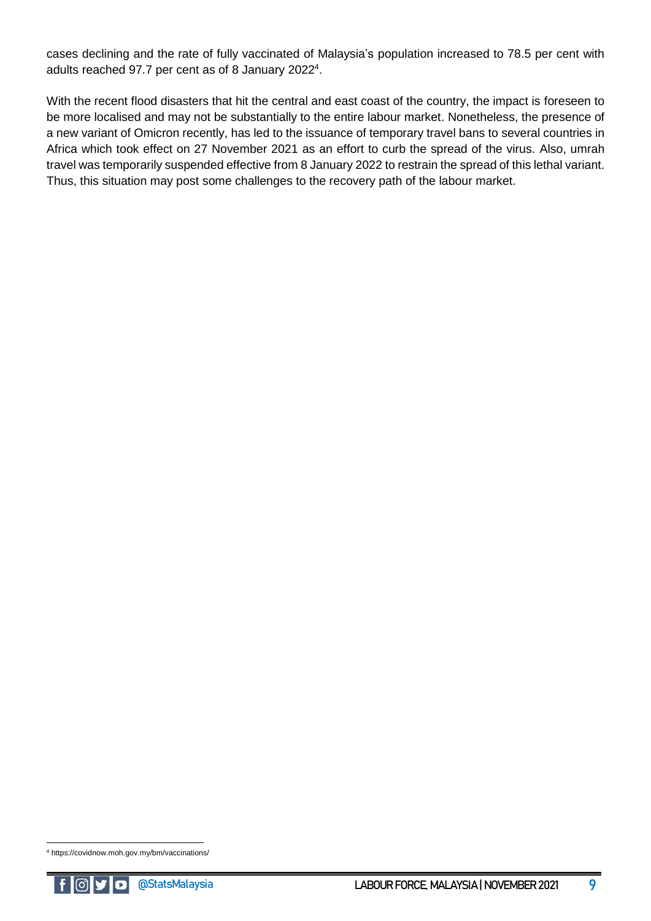cases declining and the rate of fully vaccinated of Malaysia's population increased to 78.5 per cent with adults reached 97.7 per cent as of 8 January 2022[4].

With the recent flood disasters that hit the central and east coast of the country, the impact is foreseen to be more localised and may not be substantially to the entire labour market. Nonetheless, the presence of a new variant of Omicron recently, has led to the issuance of temporary travel bans to several countries in Africa which took effect on 27 November 2021 as an effort to curb the spread of the virus. Also, umrah travel was temporarily suspended effective from 8 January 2022 to restrain the spread of this lethal variant. Thus, this situation may post some challenges to the recovery path of the labour market.

[4] https://covidnow.moh.gov.my/bm/vaccinations/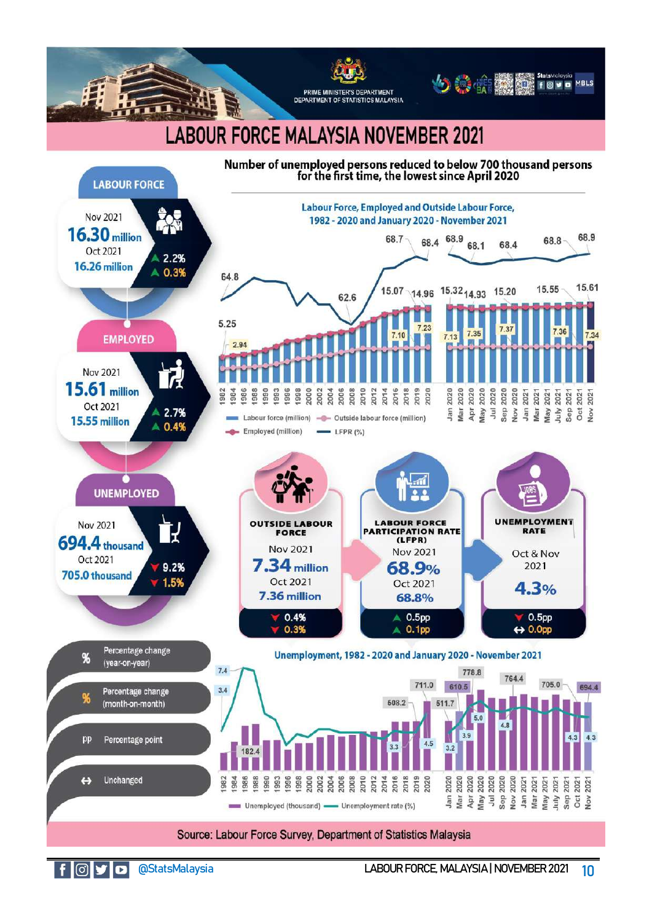PRIME MINISTER'S DEPARTMENT
DEPARTMENT OF STATISTICS MALAYSIA

# LABOUR FORCE MALAYSIA NOVEMBER 2021

## Number of unemployed persons reduced to below 700 thousand persons for the first time, the lowest since April 2020

### LABOUR FORCE

Nov 2021
**16.30 million**
Oct 2021
**16.26 million**

▲ 2.2%
▲ 0.3%

### EMPLOYED

Nov 2021
**15.61 million**
Oct 2021
**15.55 million**

▲ 2.7%
▲ 0.4%

### UNEMPLOYED

Nov 2021
**694.4 thousand**
Oct 2021
**705.0 thousand**

▼ 9.2%
▼ 1.5%

**Labour Force, Employed and Outside Labour Force, 1982 - 2020 and January 2020 - November 2021**

Labour force (million) | Outside labour force (million) | Employed (million) | LFPR (%)

### OUTSIDE LABOUR FORCE

Nov 2021
**7.34 million**
Oct 2021
**7.36 million**

▼ 0.4%
▼ 0.3%

### LABOUR FORCE PARTICIPATION RATE (LFPR)

Nov 2021
**68.9%**
Oct 2021
**68.8%**

▲ 0.5pp
▲ 0.1pp

### UNEMPLOYMENT RATE

Oct & Nov 2021
**4.3%**

▼ 0.5pp
↔ 0.0pp

| Symbol | Meaning |
|---|---|
| % | Percentage change (year-on-year) |
| % | Percentage change (month-on-month) |
| pp | Percentage point |
| ↔ | Unchanged |

**Unemployment, 1982 - 2020 and January 2020 - November 2021**

Unemployed (thousand) | Unemployment rate (%)

Source: Labour Force Survey, Department of Statistics Malaysia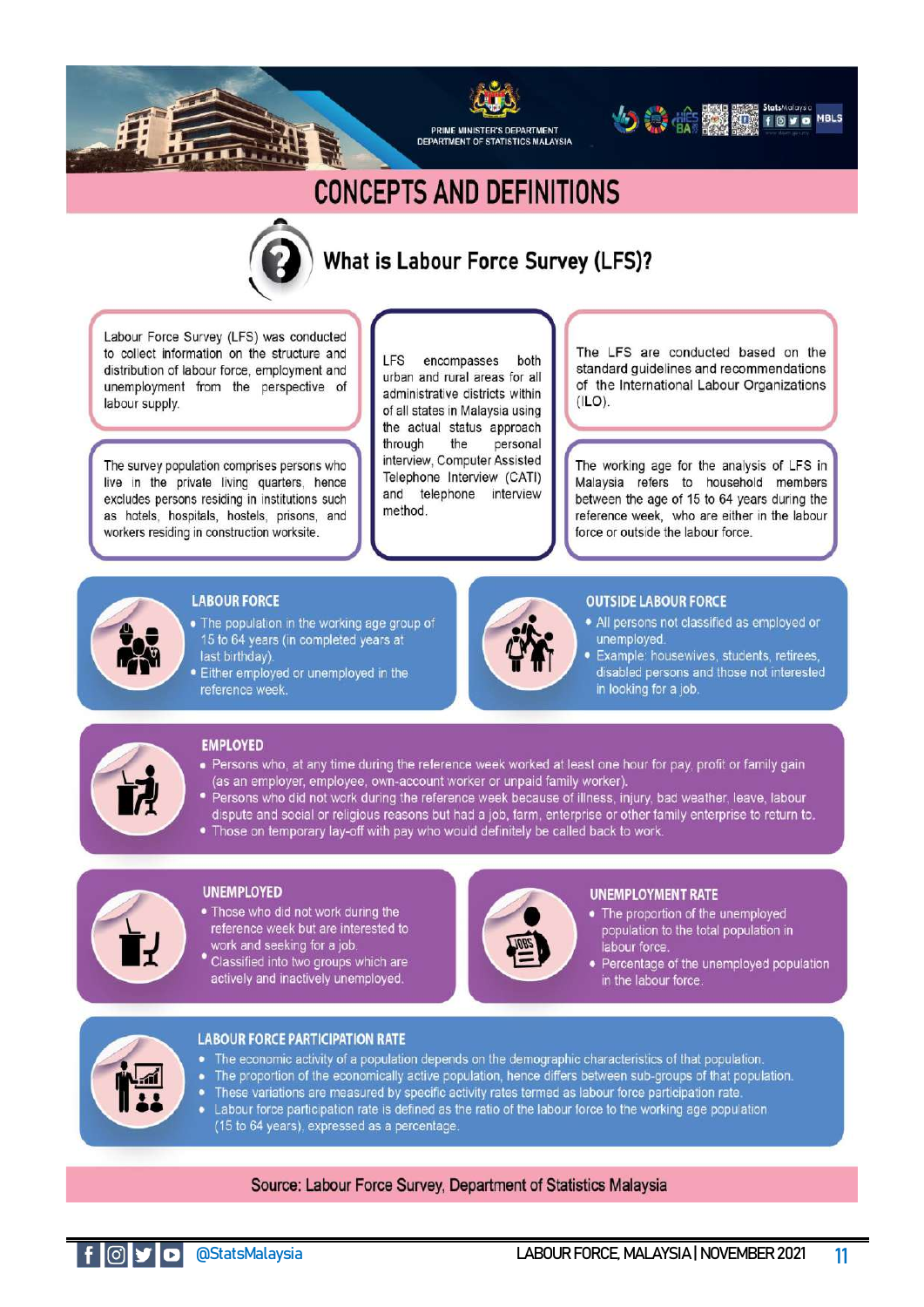PRIME MINISTER'S DEPARTMENT
DEPARTMENT OF STATISTICS MALAYSIA

# CONCEPTS AND DEFINITIONS

## What is Labour Force Survey (LFS)?

Labour Force Survey (LFS) was conducted to collect information on the structure and distribution of labour force, employment and unemployment from the perspective of labour supply.

The survey population comprises persons who live in the private living quarters, hence excludes persons residing in institutions such as hotels, hospitals, hostels, prisons, and workers residing in construction worksite.

LFS encompasses both urban and rural areas for all administrative districts within of all states in Malaysia using the actual status approach through the personal interview, Computer Assisted Telephone Interview (CATI) and telephone interview method.

The LFS are conducted based on the standard guidelines and recommendations of the International Labour Organizations (ILO).

The working age for the analysis of LFS in Malaysia refers to household members between the age of 15 to 64 years during the reference week, who are either in the labour force or outside the labour force.

### LABOUR FORCE

- The population in the working age group of 15 to 64 years (in completed years at last birthday).
- Either employed or unemployed in the reference week.

### OUTSIDE LABOUR FORCE

- All persons not classified as employed or unemployed.
- Example: housewives, students, retirees, disabled persons and those not interested in looking for a job.

### EMPLOYED

- Persons who, at any time during the reference week worked at least one hour for pay, profit or family gain (as an employer, employee, own-account worker or unpaid family worker).
- Persons who did not work during the reference week because of illness, injury, bad weather, leave, labour dispute and social or religious reasons but had a job, farm, enterprise or other family enterprise to return to.
- Those on temporary lay-off with pay who would definitely be called back to work.

### UNEMPLOYED

- Those who did not work during the reference week but are interested to work and seeking for a job.
- Classified into two groups which are actively and inactively unemployed.

### UNEMPLOYMENT RATE

- The proportion of the unemployed population to the total population in labour force.
- Percentage of the unemployed population in the labour force.

### LABOUR FORCE PARTICIPATION RATE

- The economic activity of a population depends on the demographic characteristics of that population.
- The proportion of the economically active population, hence differs between sub-groups of that population.
- These variations are measured by specific activity rates termed as labour force participation rate.
- Labour force participation rate is defined as the ratio of the labour force to the working age population (15 to 64 years), expressed as a percentage.

Source: Labour Force Survey, Department of Statistics Malaysia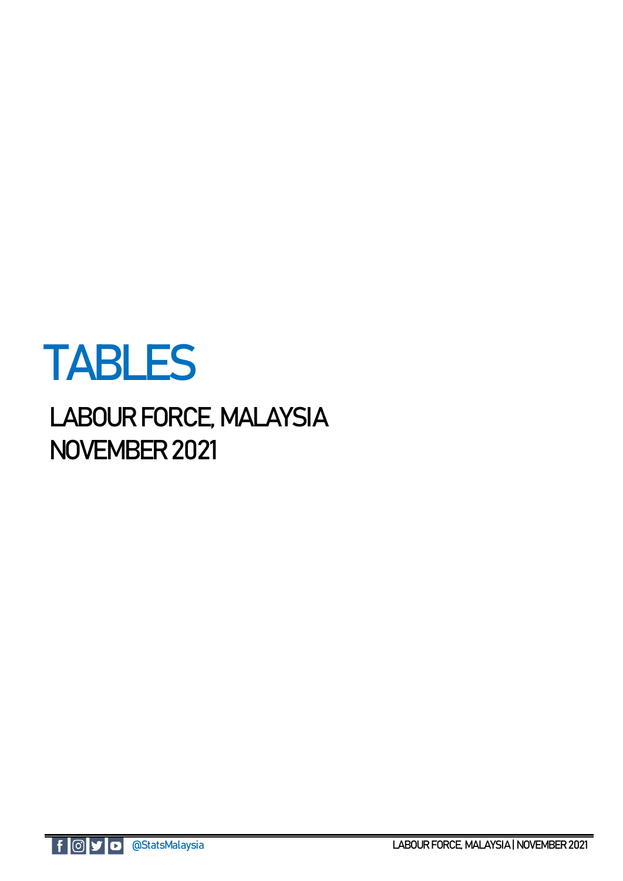# TABLES

## LABOUR FORCE, MALAYSIA
## NOVEMBER 2021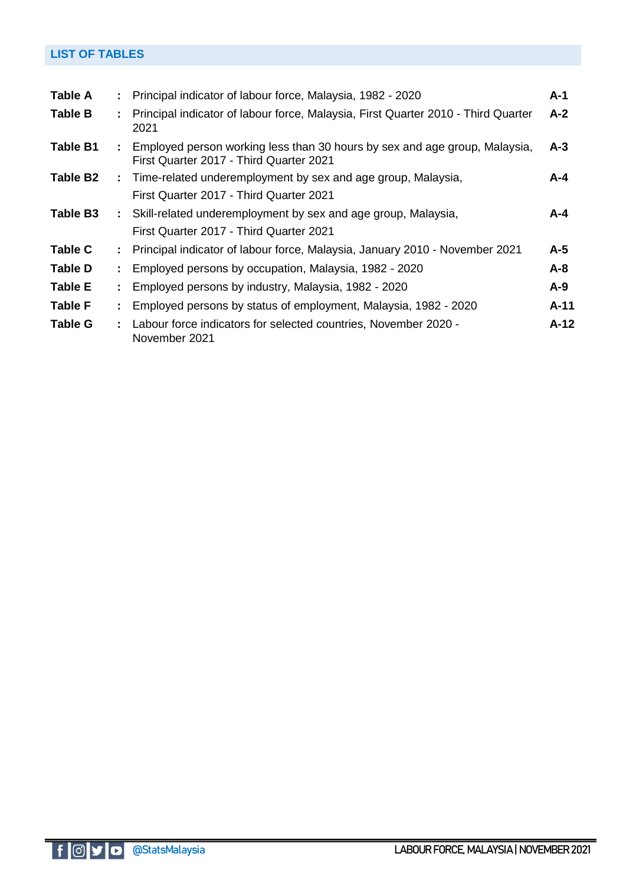## LIST OF TABLES

| | | | |
|---|---|---|---|
| **Table A** | : | Principal indicator of labour force, Malaysia, 1982 - 2020 | **A-1** |
| **Table B** | : | Principal indicator of labour force, Malaysia, First Quarter 2010 - Third Quarter 2021 | **A-2** |
| **Table B1** | : | Employed person working less than 30 hours by sex and age group, Malaysia, First Quarter 2017 - Third Quarter 2021 | **A-3** |
| **Table B2** | : | Time-related underemployment by sex and age group, Malaysia, First Quarter 2017 - Third Quarter 2021 | **A-4** |
| **Table B3** | : | Skill-related underemployment by sex and age group, Malaysia, First Quarter 2017 - Third Quarter 2021 | **A-4** |
| **Table C** | : | Principal indicator of labour force, Malaysia, January 2010 - November 2021 | **A-5** |
| **Table D** | : | Employed persons by occupation, Malaysia, 1982 - 2020 | **A-8** |
| **Table E** | : | Employed persons by industry, Malaysia, 1982 - 2020 | **A-9** |
| **Table F** | : | Employed persons by status of employment, Malaysia, 1982 - 2020 | **A-11** |
| **Table G** | : | Labour force indicators for selected countries, November 2020 - November 2021 | **A-12** |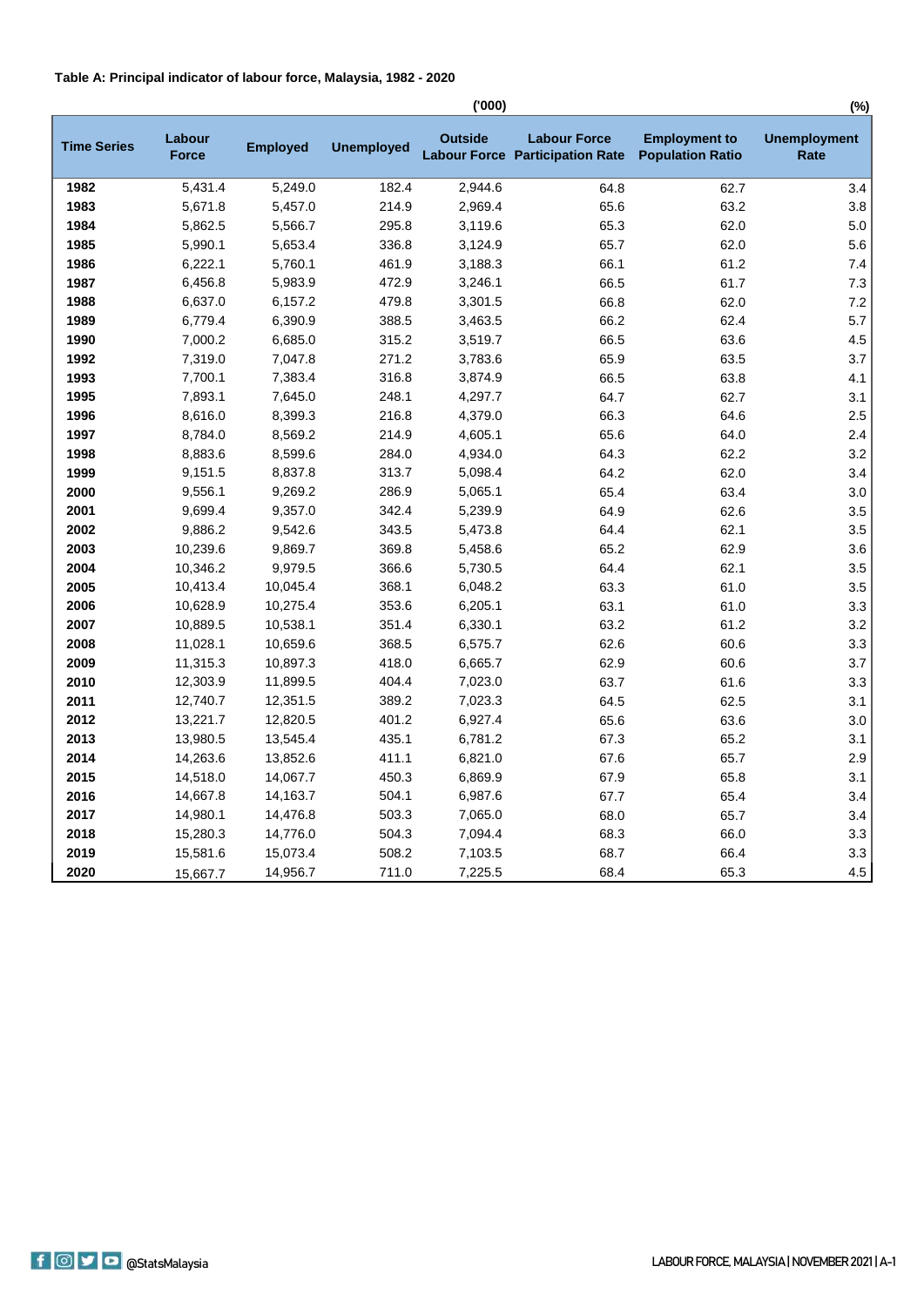**Table A: Principal indicator of labour force, Malaysia, 1982 - 2020**

| | ('000) | | | | (%) | | |
|---|---|---|---|---|---|---|---|
| **Time Series** | **Labour Force** | **Employed** | **Unemployed** | **Outside Labour Force** | **Labour Force Participation Rate** | **Employment to Population Ratio** | **Unemployment Rate** |
| 1982 | 5,431.4 | 5,249.0 | 182.4 | 2,944.6 | 64.8 | 62.7 | 3.4 |
| 1983 | 5,671.8 | 5,457.0 | 214.9 | 2,969.4 | 65.6 | 63.2 | 3.8 |
| 1984 | 5,862.5 | 5,566.7 | 295.8 | 3,119.6 | 65.3 | 62.0 | 5.0 |
| 1985 | 5,990.1 | 5,653.4 | 336.8 | 3,124.9 | 65.7 | 62.0 | 5.6 |
| 1986 | 6,222.1 | 5,760.1 | 461.9 | 3,188.3 | 66.1 | 61.2 | 7.4 |
| 1987 | 6,456.8 | 5,983.9 | 472.9 | 3,246.1 | 66.5 | 61.7 | 7.3 |
| 1988 | 6,637.0 | 6,157.2 | 479.8 | 3,301.5 | 66.8 | 62.0 | 7.2 |
| 1989 | 6,779.4 | 6,390.9 | 388.5 | 3,463.5 | 66.2 | 62.4 | 5.7 |
| 1990 | 7,000.2 | 6,685.0 | 315.2 | 3,519.7 | 66.5 | 63.6 | 4.5 |
| 1992 | 7,319.0 | 7,047.8 | 271.2 | 3,783.6 | 65.9 | 63.5 | 3.7 |
| 1993 | 7,700.1 | 7,383.4 | 316.8 | 3,874.9 | 66.5 | 63.8 | 4.1 |
| 1995 | 7,893.1 | 7,645.0 | 248.1 | 4,297.7 | 64.7 | 62.7 | 3.1 |
| 1996 | 8,616.0 | 8,399.3 | 216.8 | 4,379.0 | 66.3 | 64.6 | 2.5 |
| 1997 | 8,784.0 | 8,569.2 | 214.9 | 4,605.1 | 65.6 | 64.0 | 2.4 |
| 1998 | 8,883.6 | 8,599.6 | 284.0 | 4,934.0 | 64.3 | 62.2 | 3.2 |
| 1999 | 9,151.5 | 8,837.8 | 313.7 | 5,098.4 | 64.2 | 62.0 | 3.4 |
| 2000 | 9,556.1 | 9,269.2 | 286.9 | 5,065.1 | 65.4 | 63.4 | 3.0 |
| 2001 | 9,699.4 | 9,357.0 | 342.4 | 5,239.9 | 64.9 | 62.6 | 3.5 |
| 2002 | 9,886.2 | 9,542.6 | 343.5 | 5,473.8 | 64.4 | 62.1 | 3.5 |
| 2003 | 10,239.6 | 9,869.7 | 369.8 | 5,458.6 | 65.2 | 62.9 | 3.6 |
| 2004 | 10,346.2 | 9,979.5 | 366.6 | 5,730.5 | 64.4 | 62.1 | 3.5 |
| 2005 | 10,413.4 | 10,045.4 | 368.1 | 6,048.2 | 63.3 | 61.0 | 3.5 |
| 2006 | 10,628.9 | 10,275.4 | 353.6 | 6,205.1 | 63.1 | 61.0 | 3.3 |
| 2007 | 10,889.5 | 10,538.1 | 351.4 | 6,330.1 | 63.2 | 61.2 | 3.2 |
| 2008 | 11,028.1 | 10,659.6 | 368.5 | 6,575.7 | 62.6 | 60.6 | 3.3 |
| 2009 | 11,315.3 | 10,897.3 | 418.0 | 6,665.7 | 62.9 | 60.6 | 3.7 |
| 2010 | 12,303.9 | 11,899.5 | 404.4 | 7,023.0 | 63.7 | 61.6 | 3.3 |
| 2011 | 12,740.7 | 12,351.5 | 389.2 | 7,023.3 | 64.5 | 62.5 | 3.1 |
| 2012 | 13,221.7 | 12,820.5 | 401.2 | 6,927.4 | 65.6 | 63.6 | 3.0 |
| 2013 | 13,980.5 | 13,545.4 | 435.1 | 6,781.2 | 67.3 | 65.2 | 3.1 |
| 2014 | 14,263.6 | 13,852.6 | 411.1 | 6,821.0 | 67.6 | 65.7 | 2.9 |
| 2015 | 14,518.0 | 14,067.7 | 450.3 | 6,869.9 | 67.9 | 65.8 | 3.1 |
| 2016 | 14,667.8 | 14,163.7 | 504.1 | 6,987.6 | 67.7 | 65.4 | 3.4 |
| 2017 | 14,980.1 | 14,476.8 | 503.3 | 7,065.0 | 68.0 | 65.7 | 3.4 |
| 2018 | 15,280.3 | 14,776.0 | 504.3 | 7,094.4 | 68.3 | 66.0 | 3.3 |
| 2019 | 15,581.6 | 15,073.4 | 508.2 | 7,103.5 | 68.7 | 66.4 | 3.3 |
| 2020 | 15,667.7 | 14,956.7 | 711.0 | 7,225.5 | 68.4 | 65.3 | 4.5 |

@StatsMalaysia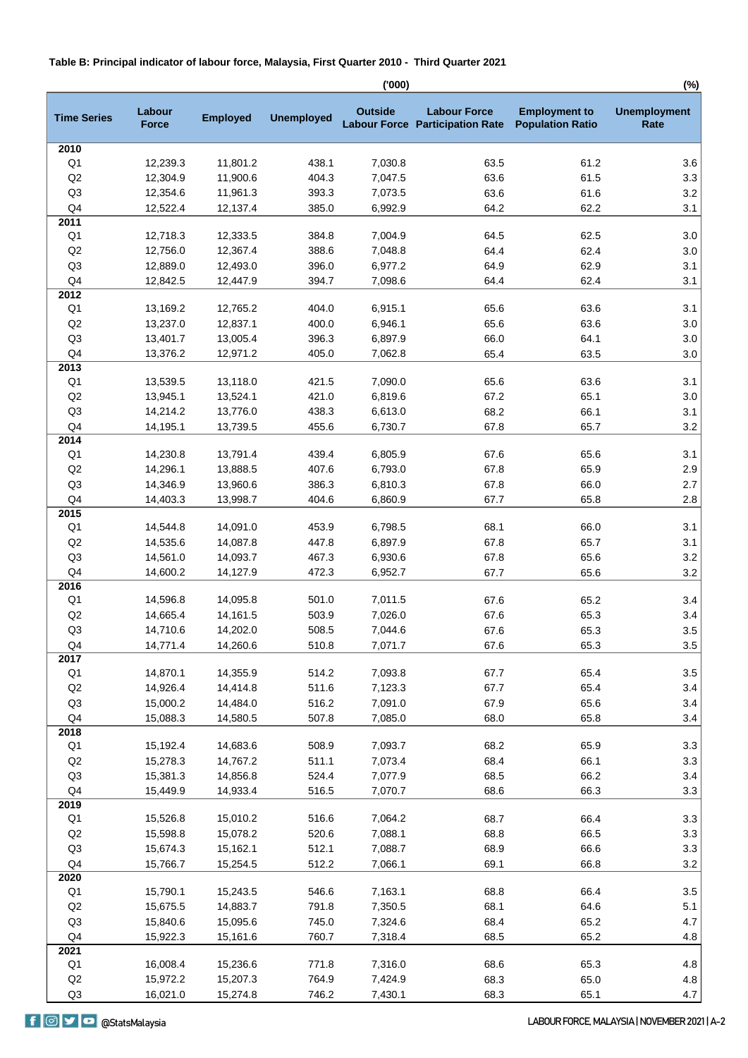**Table B: Principal indicator of labour force, Malaysia, First Quarter 2010 - Third Quarter 2021**

| Time Series | Labour Force ('000) | Employed ('000) | Unemployed ('000) | Outside Labour Force ('000) | Labour Force Participation Rate (%) | Employment to Population Ratio (%) | Unemployment Rate (%) |
|---|---|---|---|---|---|---|---|
| **2010** | | | | | | | |
| Q1 | 12,239.3 | 11,801.2 | 438.1 | 7,030.8 | 63.5 | 61.2 | 3.6 |
| Q2 | 12,304.9 | 11,900.6 | 404.3 | 7,047.5 | 63.6 | 61.5 | 3.3 |
| Q3 | 12,354.6 | 11,961.3 | 393.3 | 7,073.5 | 63.6 | 61.6 | 3.2 |
| Q4 | 12,522.4 | 12,137.4 | 385.0 | 6,992.9 | 64.2 | 62.2 | 3.1 |
| **2011** | | | | | | | |
| Q1 | 12,718.3 | 12,333.5 | 384.8 | 7,004.9 | 64.5 | 62.5 | 3.0 |
| Q2 | 12,756.0 | 12,367.4 | 388.6 | 7,048.8 | 64.4 | 62.4 | 3.0 |
| Q3 | 12,889.0 | 12,493.0 | 396.0 | 6,977.2 | 64.9 | 62.9 | 3.1 |
| Q4 | 12,842.5 | 12,447.9 | 394.7 | 7,098.6 | 64.4 | 62.4 | 3.1 |
| **2012** | | | | | | | |
| Q1 | 13,169.2 | 12,765.2 | 404.0 | 6,915.1 | 65.6 | 63.6 | 3.1 |
| Q2 | 13,237.0 | 12,837.1 | 400.0 | 6,946.1 | 65.6 | 63.6 | 3.0 |
| Q3 | 13,401.7 | 13,005.4 | 396.3 | 6,897.9 | 66.0 | 64.1 | 3.0 |
| Q4 | 13,376.2 | 12,971.2 | 405.0 | 7,062.8 | 65.4 | 63.5 | 3.0 |
| **2013** | | | | | | | |
| Q1 | 13,539.5 | 13,118.0 | 421.5 | 7,090.0 | 65.6 | 63.6 | 3.1 |
| Q2 | 13,945.1 | 13,524.1 | 421.0 | 6,819.6 | 67.2 | 65.1 | 3.0 |
| Q3 | 14,214.2 | 13,776.0 | 438.3 | 6,613.0 | 68.2 | 66.1 | 3.1 |
| Q4 | 14,195.1 | 13,739.5 | 455.6 | 6,730.7 | 67.8 | 65.7 | 3.2 |
| **2014** | | | | | | | |
| Q1 | 14,230.8 | 13,791.4 | 439.4 | 6,805.9 | 67.6 | 65.6 | 3.1 |
| Q2 | 14,296.1 | 13,888.5 | 407.6 | 6,793.0 | 67.8 | 65.9 | 2.9 |
| Q3 | 14,346.9 | 13,960.6 | 386.3 | 6,810.3 | 67.8 | 66.0 | 2.7 |
| Q4 | 14,403.3 | 13,998.7 | 404.6 | 6,860.9 | 67.7 | 65.8 | 2.8 |
| **2015** | | | | | | | |
| Q1 | 14,544.8 | 14,091.0 | 453.9 | 6,798.5 | 68.1 | 66.0 | 3.1 |
| Q2 | 14,535.6 | 14,087.8 | 447.8 | 6,897.9 | 67.8 | 65.7 | 3.1 |
| Q3 | 14,561.0 | 14,093.7 | 467.3 | 6,930.6 | 67.8 | 65.6 | 3.2 |
| Q4 | 14,600.2 | 14,127.9 | 472.3 | 6,952.7 | 67.7 | 65.6 | 3.2 |
| **2016** | | | | | | | |
| Q1 | 14,596.8 | 14,095.8 | 501.0 | 7,011.5 | 67.6 | 65.2 | 3.4 |
| Q2 | 14,665.4 | 14,161.5 | 503.9 | 7,026.0 | 67.6 | 65.3 | 3.4 |
| Q3 | 14,710.6 | 14,202.0 | 508.5 | 7,044.6 | 67.6 | 65.3 | 3.5 |
| Q4 | 14,771.4 | 14,260.6 | 510.8 | 7,071.7 | 67.6 | 65.3 | 3.5 |
| **2017** | | | | | | | |
| Q1 | 14,870.1 | 14,355.9 | 514.2 | 7,093.8 | 67.7 | 65.4 | 3.5 |
| Q2 | 14,926.4 | 14,414.8 | 511.6 | 7,123.3 | 67.7 | 65.4 | 3.4 |
| Q3 | 15,000.2 | 14,484.0 | 516.2 | 7,091.0 | 67.9 | 65.6 | 3.4 |
| Q4 | 15,088.3 | 14,580.5 | 507.8 | 7,085.0 | 68.0 | 65.8 | 3.4 |
| **2018** | | | | | | | |
| Q1 | 15,192.4 | 14,683.6 | 508.9 | 7,093.7 | 68.2 | 65.9 | 3.3 |
| Q2 | 15,278.3 | 14,767.2 | 511.1 | 7,073.4 | 68.4 | 66.1 | 3.3 |
| Q3 | 15,381.3 | 14,856.8 | 524.4 | 7,077.9 | 68.5 | 66.2 | 3.4 |
| Q4 | 15,449.9 | 14,933.4 | 516.5 | 7,070.7 | 68.6 | 66.3 | 3.3 |
| **2019** | | | | | | | |
| Q1 | 15,526.8 | 15,010.2 | 516.6 | 7,064.2 | 68.7 | 66.4 | 3.3 |
| Q2 | 15,598.8 | 15,078.2 | 520.6 | 7,088.1 | 68.8 | 66.5 | 3.3 |
| Q3 | 15,674.3 | 15,162.1 | 512.1 | 7,088.7 | 68.9 | 66.6 | 3.3 |
| Q4 | 15,766.7 | 15,254.5 | 512.2 | 7,066.1 | 69.1 | 66.8 | 3.2 |
| **2020** | | | | | | | |
| Q1 | 15,790.1 | 15,243.5 | 546.6 | 7,163.1 | 68.8 | 66.4 | 3.5 |
| Q2 | 15,675.5 | 14,883.7 | 791.8 | 7,350.5 | 68.1 | 64.6 | 5.1 |
| Q3 | 15,840.6 | 15,095.6 | 745.0 | 7,324.6 | 68.4 | 65.2 | 4.7 |
| Q4 | 15,922.3 | 15,161.6 | 760.7 | 7,318.4 | 68.5 | 65.2 | 4.8 |
| **2021** | | | | | | | |
| Q1 | 16,008.4 | 15,236.6 | 771.8 | 7,316.0 | 68.6 | 65.3 | 4.8 |
| Q2 | 15,972.2 | 15,207.3 | 764.9 | 7,424.9 | 68.3 | 65.0 | 4.8 |
| Q3 | 16,021.0 | 15,274.8 | 746.2 | 7,430.1 | 68.3 | 65.1 | 4.7 |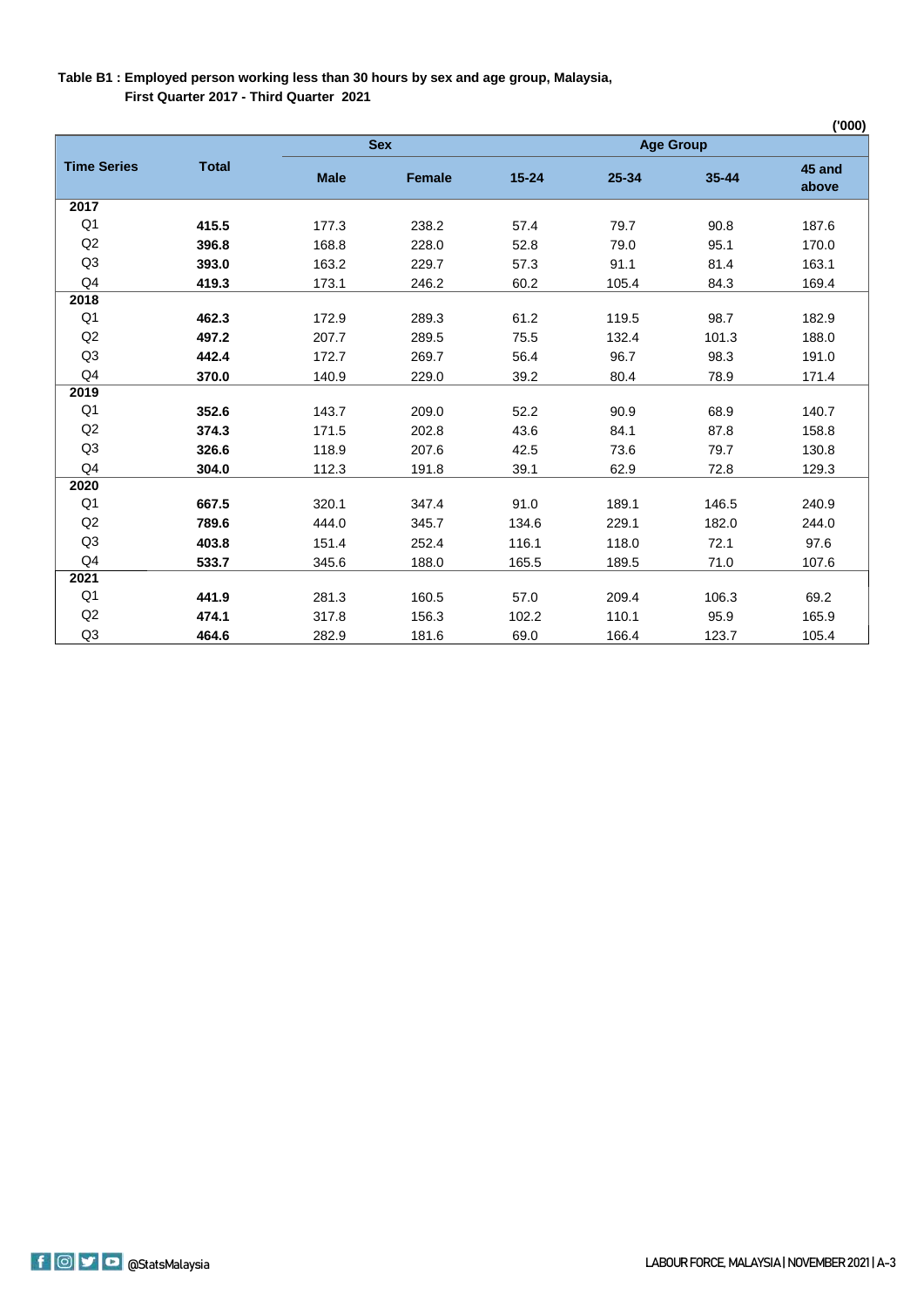**Table B1 : Employed person working less than 30 hours by sex and age group, Malaysia, First Quarter 2017 - Third Quarter 2021**

('000)

| Time Series | Total | Sex | | Age Group | | | |
|---|---|---|---|---|---|---|---|
| | | Male | Female | 15-24 | 25-34 | 35-44 | 45 and above |
| **2017** | | | | | | | |
| Q1 | **415.5** | 177.3 | 238.2 | 57.4 | 79.7 | 90.8 | 187.6 |
| Q2 | **396.8** | 168.8 | 228.0 | 52.8 | 79.0 | 95.1 | 170.0 |
| Q3 | **393.0** | 163.2 | 229.7 | 57.3 | 91.1 | 81.4 | 163.1 |
| Q4 | **419.3** | 173.1 | 246.2 | 60.2 | 105.4 | 84.3 | 169.4 |
| **2018** | | | | | | | |
| Q1 | **462.3** | 172.9 | 289.3 | 61.2 | 119.5 | 98.7 | 182.9 |
| Q2 | **497.2** | 207.7 | 289.5 | 75.5 | 132.4 | 101.3 | 188.0 |
| Q3 | **442.4** | 172.7 | 269.7 | 56.4 | 96.7 | 98.3 | 191.0 |
| Q4 | **370.0** | 140.9 | 229.0 | 39.2 | 80.4 | 78.9 | 171.4 |
| **2019** | | | | | | | |
| Q1 | **352.6** | 143.7 | 209.0 | 52.2 | 90.9 | 68.9 | 140.7 |
| Q2 | **374.3** | 171.5 | 202.8 | 43.6 | 84.1 | 87.8 | 158.8 |
| Q3 | **326.6** | 118.9 | 207.6 | 42.5 | 73.6 | 79.7 | 130.8 |
| Q4 | **304.0** | 112.3 | 191.8 | 39.1 | 62.9 | 72.8 | 129.3 |
| **2020** | | | | | | | |
| Q1 | **667.5** | 320.1 | 347.4 | 91.0 | 189.1 | 146.5 | 240.9 |
| Q2 | **789.6** | 444.0 | 345.7 | 134.6 | 229.1 | 182.0 | 244.0 |
| Q3 | **403.8** | 151.4 | 252.4 | 116.1 | 118.0 | 72.1 | 97.6 |
| Q4 | **533.7** | 345.6 | 188.0 | 165.5 | 189.5 | 71.0 | 107.6 |
| **2021** | | | | | | | |
| Q1 | **441.9** | 281.3 | 160.5 | 57.0 | 209.4 | 106.3 | 69.2 |
| Q2 | **474.1** | 317.8 | 156.3 | 102.2 | 110.1 | 95.9 | 165.9 |
| Q3 | **464.6** | 282.9 | 181.6 | 69.0 | 166.4 | 123.7 | 105.4 |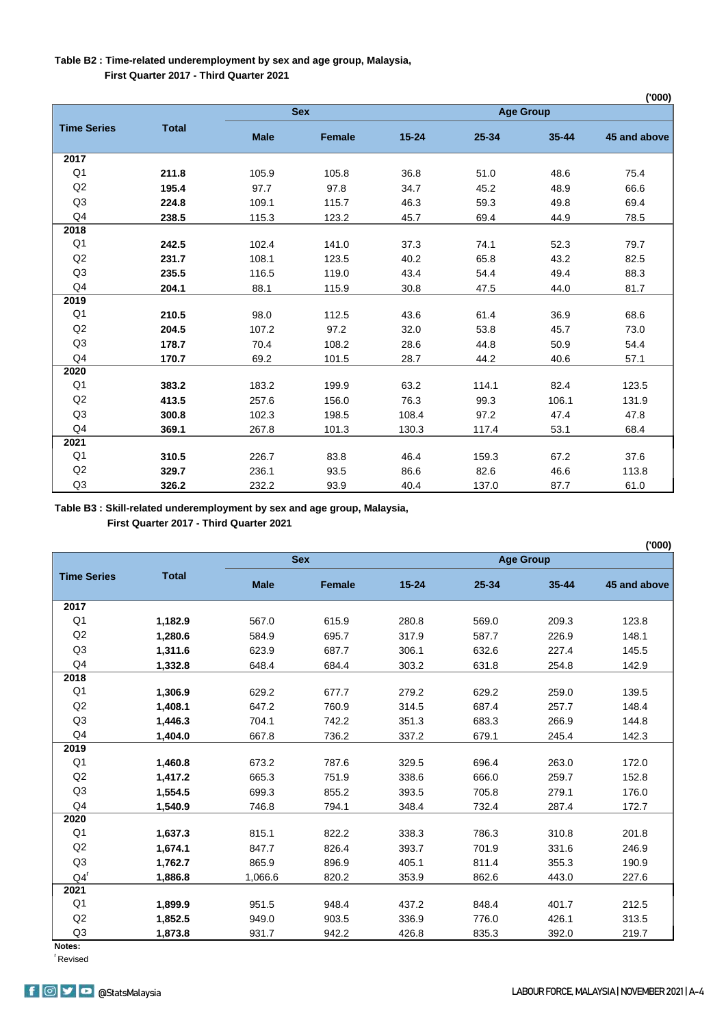**Table B2 : Time-related underemployment by sex and age group, Malaysia, First Quarter 2017 - Third Quarter 2021**

('000)

| Time Series | Total | Sex | | Age Group | | | |
|---|---|---|---|---|---|---|---|
| | | Male | Female | 15-24 | 25-34 | 35-44 | 45 and above |
| **2017** | | | | | | | |
| Q1 | **211.8** | 105.9 | 105.8 | 36.8 | 51.0 | 48.6 | 75.4 |
| Q2 | **195.4** | 97.7 | 97.8 | 34.7 | 45.2 | 48.9 | 66.6 |
| Q3 | **224.8** | 109.1 | 115.7 | 46.3 | 59.3 | 49.8 | 69.4 |
| Q4 | **238.5** | 115.3 | 123.2 | 45.7 | 69.4 | 44.9 | 78.5 |
| **2018** | | | | | | | |
| Q1 | **242.5** | 102.4 | 141.0 | 37.3 | 74.1 | 52.3 | 79.7 |
| Q2 | **231.7** | 108.1 | 123.5 | 40.2 | 65.8 | 43.2 | 82.5 |
| Q3 | **235.5** | 116.5 | 119.0 | 43.4 | 54.4 | 49.4 | 88.3 |
| Q4 | **204.1** | 88.1 | 115.9 | 30.8 | 47.5 | 44.0 | 81.7 |
| **2019** | | | | | | | |
| Q1 | **210.5** | 98.0 | 112.5 | 43.6 | 61.4 | 36.9 | 68.6 |
| Q2 | **204.5** | 107.2 | 97.2 | 32.0 | 53.8 | 45.7 | 73.0 |
| Q3 | **178.7** | 70.4 | 108.2 | 28.6 | 44.8 | 50.9 | 54.4 |
| Q4 | **170.7** | 69.2 | 101.5 | 28.7 | 44.2 | 40.6 | 57.1 |
| **2020** | | | | | | | |
| Q1 | **383.2** | 183.2 | 199.9 | 63.2 | 114.1 | 82.4 | 123.5 |
| Q2 | **413.5** | 257.6 | 156.0 | 76.3 | 99.3 | 106.1 | 131.9 |
| Q3 | **300.8** | 102.3 | 198.5 | 108.4 | 97.2 | 47.4 | 47.8 |
| Q4 | **369.1** | 267.8 | 101.3 | 130.3 | 117.4 | 53.1 | 68.4 |
| **2021** | | | | | | | |
| Q1 | **310.5** | 226.7 | 83.8 | 46.4 | 159.3 | 67.2 | 37.6 |
| Q2 | **329.7** | 236.1 | 93.5 | 86.6 | 82.6 | 46.6 | 113.8 |
| Q3 | **326.2** | 232.2 | 93.9 | 40.4 | 137.0 | 87.7 | 61.0 |

**Table B3 : Skill-related underemployment by sex and age group, Malaysia, First Quarter 2017 - Third Quarter 2021**

('000)

| Time Series | Total | Sex | | Age Group | | | |
|---|---|---|---|---|---|---|---|
| | | Male | Female | 15-24 | 25-34 | 35-44 | 45 and above |
| **2017** | | | | | | | |
| Q1 | **1,182.9** | 567.0 | 615.9 | 280.8 | 569.0 | 209.3 | 123.8 |
| Q2 | **1,280.6** | 584.9 | 695.7 | 317.9 | 587.7 | 226.9 | 148.1 |
| Q3 | **1,311.6** | 623.9 | 687.7 | 306.1 | 632.6 | 227.4 | 145.5 |
| Q4 | **1,332.8** | 648.4 | 684.4 | 303.2 | 631.8 | 254.8 | 142.9 |
| **2018** | | | | | | | |
| Q1 | **1,306.9** | 629.2 | 677.7 | 279.2 | 629.2 | 259.0 | 139.5 |
| Q2 | **1,408.1** | 647.2 | 760.9 | 314.5 | 687.4 | 257.7 | 148.4 |
| Q3 | **1,446.3** | 704.1 | 742.2 | 351.3 | 683.3 | 266.9 | 144.8 |
| Q4 | **1,404.0** | 667.8 | 736.2 | 337.2 | 679.1 | 245.4 | 142.3 |
| **2019** | | | | | | | |
| Q1 | **1,460.8** | 673.2 | 787.6 | 329.5 | 696.4 | 263.0 | 172.0 |
| Q2 | **1,417.2** | 665.3 | 751.9 | 338.6 | 666.0 | 259.7 | 152.8 |
| Q3 | **1,554.5** | 699.3 | 855.2 | 393.5 | 705.8 | 279.1 | 176.0 |
| Q4 | **1,540.9** | 746.8 | 794.1 | 348.4 | 732.4 | 287.4 | 172.7 |
| **2020** | | | | | | | |
| Q1 | **1,637.3** | 815.1 | 822.2 | 338.3 | 786.3 | 310.8 | 201.8 |
| Q2 | **1,674.1** | 847.7 | 826.4 | 393.7 | 701.9 | 331.6 | 246.9 |
| Q3 | **1,762.7** | 865.9 | 896.9 | 405.1 | 811.4 | 355.3 | 190.9 |
| Q4[r] | **1,886.8** | 1,066.6 | 820.2 | 353.9 | 862.6 | 443.0 | 227.6 |
| **2021** | | | | | | | |
| Q1 | **1,899.9** | 951.5 | 948.4 | 437.2 | 848.4 | 401.7 | 212.5 |
| Q2 | **1,852.5** | 949.0 | 903.5 | 336.9 | 776.0 | 426.1 | 313.5 |
| Q3 | **1,873.8** | 931.7 | 942.2 | 426.8 | 835.3 | 392.0 | 219.7 |

**Notes:**

[r] Revised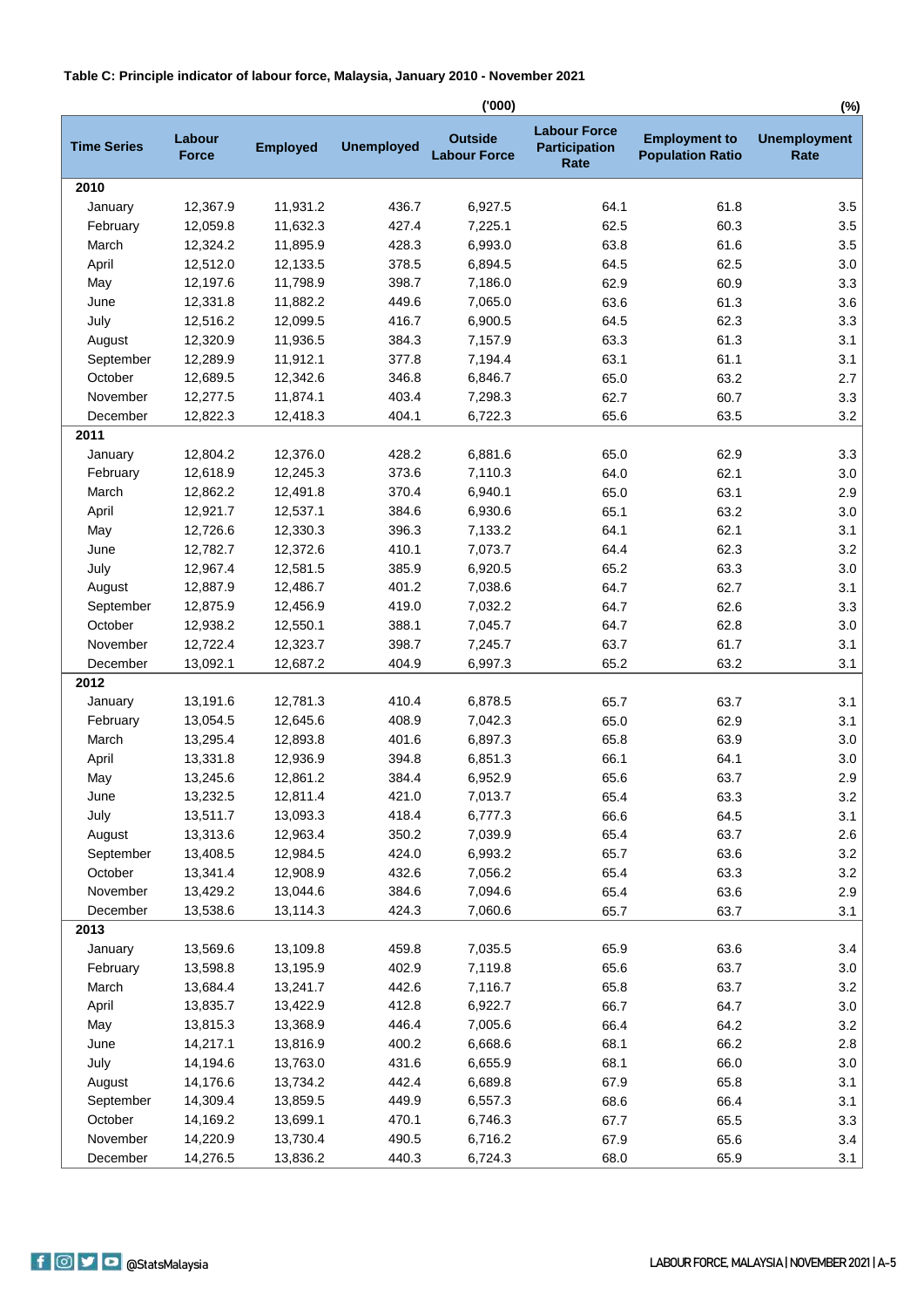**Table C: Principle indicator of labour force, Malaysia, January 2010 - November 2021**

| Time Series | Labour Force | Employed | Unemployed | Outside Labour Force | Labour Force Participation Rate | Employment to Population Ratio | Unemployment Rate |
|---|---|---|---|---|---|---|---|
| | ('000) | | | | (%) | | |
| **2010** | | | | | | | |
| January | 12,367.9 | 11,931.2 | 436.7 | 6,927.5 | 64.1 | 61.8 | 3.5 |
| February | 12,059.8 | 11,632.3 | 427.4 | 7,225.1 | 62.5 | 60.3 | 3.5 |
| March | 12,324.2 | 11,895.9 | 428.3 | 6,993.0 | 63.8 | 61.6 | 3.5 |
| April | 12,512.0 | 12,133.5 | 378.5 | 6,894.5 | 64.5 | 62.5 | 3.0 |
| May | 12,197.6 | 11,798.9 | 398.7 | 7,186.0 | 62.9 | 60.9 | 3.3 |
| June | 12,331.8 | 11,882.2 | 449.6 | 7,065.0 | 63.6 | 61.3 | 3.6 |
| July | 12,516.2 | 12,099.5 | 416.7 | 6,900.5 | 64.5 | 62.3 | 3.3 |
| August | 12,320.9 | 11,936.5 | 384.3 | 7,157.9 | 63.3 | 61.3 | 3.1 |
| September | 12,289.9 | 11,912.1 | 377.8 | 7,194.4 | 63.1 | 61.1 | 3.1 |
| October | 12,689.5 | 12,342.6 | 346.8 | 6,846.7 | 65.0 | 63.2 | 2.7 |
| November | 12,277.5 | 11,874.1 | 403.4 | 7,298.3 | 62.7 | 60.7 | 3.3 |
| December | 12,822.3 | 12,418.3 | 404.1 | 6,722.3 | 65.6 | 63.5 | 3.2 |
| **2011** | | | | | | | |
| January | 12,804.2 | 12,376.0 | 428.2 | 6,881.6 | 65.0 | 62.9 | 3.3 |
| February | 12,618.9 | 12,245.3 | 373.6 | 7,110.3 | 64.0 | 62.1 | 3.0 |
| March | 12,862.2 | 12,491.8 | 370.4 | 6,940.1 | 65.0 | 63.1 | 2.9 |
| April | 12,921.7 | 12,537.1 | 384.6 | 6,930.6 | 65.1 | 63.2 | 3.0 |
| May | 12,726.6 | 12,330.3 | 396.3 | 7,133.2 | 64.1 | 62.1 | 3.1 |
| June | 12,782.7 | 12,372.6 | 410.1 | 7,073.7 | 64.4 | 62.3 | 3.2 |
| July | 12,967.4 | 12,581.5 | 385.9 | 6,920.5 | 65.2 | 63.3 | 3.0 |
| August | 12,887.9 | 12,486.7 | 401.2 | 7,038.6 | 64.7 | 62.7 | 3.1 |
| September | 12,875.9 | 12,456.9 | 419.0 | 7,032.2 | 64.7 | 62.6 | 3.3 |
| October | 12,938.2 | 12,550.1 | 388.1 | 7,045.7 | 64.7 | 62.8 | 3.0 |
| November | 12,722.4 | 12,323.7 | 398.7 | 7,245.7 | 63.7 | 61.7 | 3.1 |
| December | 13,092.1 | 12,687.2 | 404.9 | 6,997.3 | 65.2 | 63.2 | 3.1 |
| **2012** | | | | | | | |
| January | 13,191.6 | 12,781.3 | 410.4 | 6,878.5 | 65.7 | 63.7 | 3.1 |
| February | 13,054.5 | 12,645.6 | 408.9 | 7,042.3 | 65.0 | 62.9 | 3.1 |
| March | 13,295.4 | 12,893.8 | 401.6 | 6,897.3 | 65.8 | 63.9 | 3.0 |
| April | 13,331.8 | 12,936.9 | 394.8 | 6,851.3 | 66.1 | 64.1 | 3.0 |
| May | 13,245.6 | 12,861.2 | 384.4 | 6,952.9 | 65.6 | 63.7 | 2.9 |
| June | 13,232.5 | 12,811.4 | 421.0 | 7,013.7 | 65.4 | 63.3 | 3.2 |
| July | 13,511.7 | 13,093.3 | 418.4 | 6,777.3 | 66.6 | 64.5 | 3.1 |
| August | 13,313.6 | 12,963.4 | 350.2 | 7,039.9 | 65.4 | 63.7 | 2.6 |
| September | 13,408.5 | 12,984.5 | 424.0 | 6,993.2 | 65.7 | 63.6 | 3.2 |
| October | 13,341.4 | 12,908.9 | 432.6 | 7,056.2 | 65.4 | 63.3 | 3.2 |
| November | 13,429.2 | 13,044.6 | 384.6 | 7,094.6 | 65.4 | 63.6 | 2.9 |
| December | 13,538.6 | 13,114.3 | 424.3 | 7,060.6 | 65.7 | 63.7 | 3.1 |
| **2013** | | | | | | | |
| January | 13,569.6 | 13,109.8 | 459.8 | 7,035.5 | 65.9 | 63.6 | 3.4 |
| February | 13,598.8 | 13,195.9 | 402.9 | 7,119.8 | 65.6 | 63.7 | 3.0 |
| March | 13,684.4 | 13,241.7 | 442.6 | 7,116.7 | 65.8 | 63.7 | 3.2 |
| April | 13,835.7 | 13,422.9 | 412.8 | 6,922.7 | 66.7 | 64.7 | 3.0 |
| May | 13,815.3 | 13,368.9 | 446.4 | 7,005.6 | 66.4 | 64.2 | 3.2 |
| June | 14,217.1 | 13,816.9 | 400.2 | 6,668.6 | 68.1 | 66.2 | 2.8 |
| July | 14,194.6 | 13,763.0 | 431.6 | 6,655.9 | 68.1 | 66.0 | 3.0 |
| August | 14,176.6 | 13,734.2 | 442.4 | 6,689.8 | 67.9 | 65.8 | 3.1 |
| September | 14,309.4 | 13,859.5 | 449.9 | 6,557.3 | 68.6 | 66.4 | 3.1 |
| October | 14,169.2 | 13,699.1 | 470.1 | 6,746.3 | 67.7 | 65.5 | 3.3 |
| November | 14,220.9 | 13,730.4 | 490.5 | 6,716.2 | 67.9 | 65.6 | 3.4 |
| December | 14,276.5 | 13,836.2 | 440.3 | 6,724.3 | 68.0 | 65.9 | 3.1 |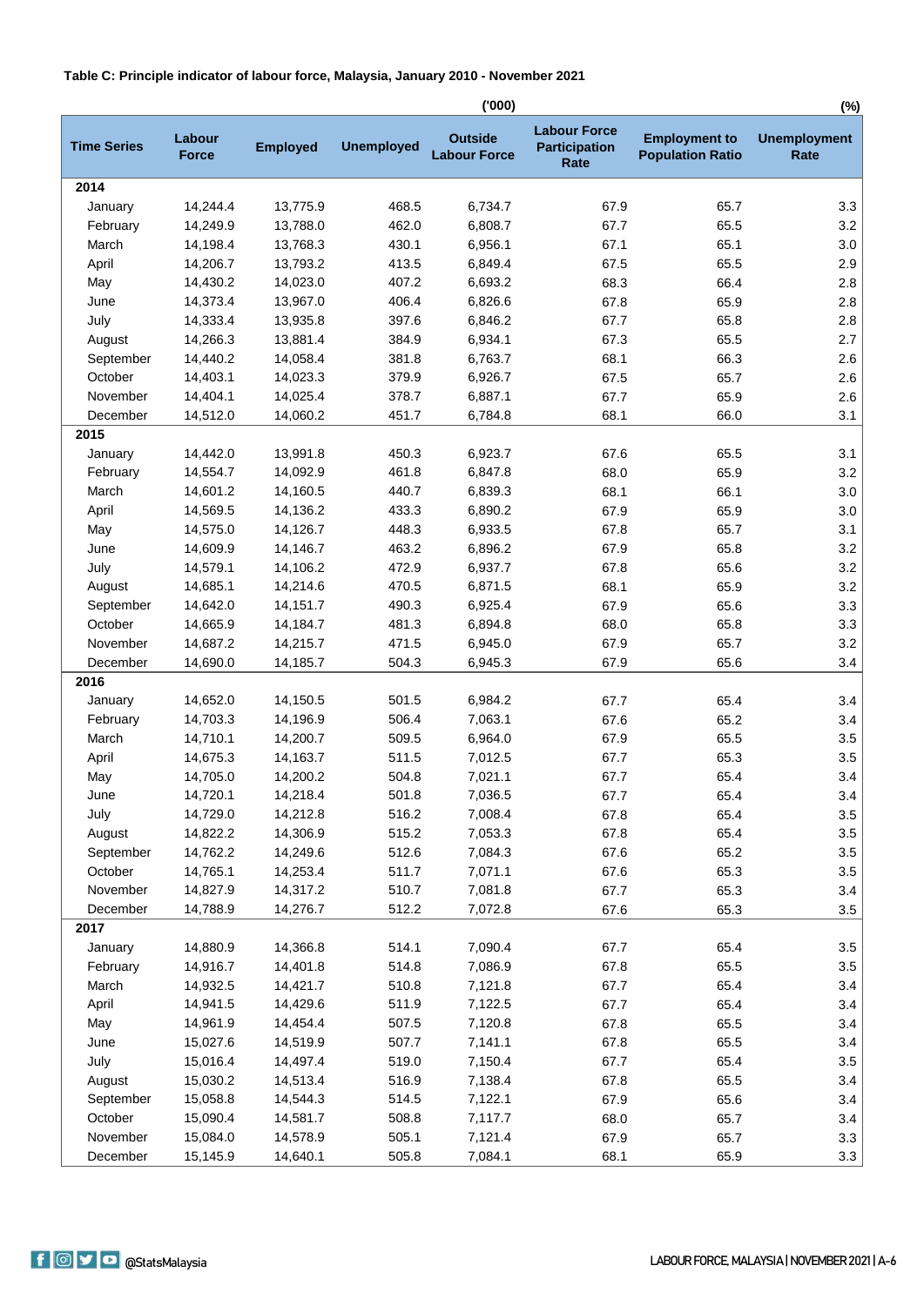**Table C: Principle indicator of labour force, Malaysia, January 2010 - November 2021**

| Time Series | Labour Force ('000) | Employed ('000) | Unemployed ('000) | Outside Labour Force ('000) | Labour Force Participation Rate (%) | Employment to Population Ratio (%) | Unemployment Rate (%) |
|---|---|---|---|---|---|---|---|
| **2014** | | | | | | | |
| January | 14,244.4 | 13,775.9 | 468.5 | 6,734.7 | 67.9 | 65.7 | 3.3 |
| February | 14,249.9 | 13,788.0 | 462.0 | 6,808.7 | 67.7 | 65.5 | 3.2 |
| March | 14,198.4 | 13,768.3 | 430.1 | 6,956.1 | 67.1 | 65.1 | 3.0 |
| April | 14,206.7 | 13,793.2 | 413.5 | 6,849.4 | 67.5 | 65.5 | 2.9 |
| May | 14,430.2 | 14,023.0 | 407.2 | 6,693.2 | 68.3 | 66.4 | 2.8 |
| June | 14,373.4 | 13,967.0 | 406.4 | 6,826.6 | 67.8 | 65.9 | 2.8 |
| July | 14,333.4 | 13,935.8 | 397.6 | 6,846.2 | 67.7 | 65.8 | 2.8 |
| August | 14,266.3 | 13,881.4 | 384.9 | 6,934.1 | 67.3 | 65.5 | 2.7 |
| September | 14,440.2 | 14,058.4 | 381.8 | 6,763.7 | 68.1 | 66.3 | 2.6 |
| October | 14,403.1 | 14,023.3 | 379.9 | 6,926.7 | 67.5 | 65.7 | 2.6 |
| November | 14,404.1 | 14,025.4 | 378.7 | 6,887.1 | 67.7 | 65.9 | 2.6 |
| December | 14,512.0 | 14,060.2 | 451.7 | 6,784.8 | 68.1 | 66.0 | 3.1 |
| **2015** | | | | | | | |
| January | 14,442.0 | 13,991.8 | 450.3 | 6,923.7 | 67.6 | 65.5 | 3.1 |
| February | 14,554.7 | 14,092.9 | 461.8 | 6,847.8 | 68.0 | 65.9 | 3.2 |
| March | 14,601.2 | 14,160.5 | 440.7 | 6,839.3 | 68.1 | 66.1 | 3.0 |
| April | 14,569.5 | 14,136.2 | 433.3 | 6,890.2 | 67.9 | 65.9 | 3.0 |
| May | 14,575.0 | 14,126.7 | 448.3 | 6,933.5 | 67.8 | 65.7 | 3.1 |
| June | 14,609.9 | 14,146.7 | 463.2 | 6,896.2 | 67.9 | 65.8 | 3.2 |
| July | 14,579.1 | 14,106.2 | 472.9 | 6,937.7 | 67.8 | 65.6 | 3.2 |
| August | 14,685.1 | 14,214.6 | 470.5 | 6,871.5 | 68.1 | 65.9 | 3.2 |
| September | 14,642.0 | 14,151.7 | 490.3 | 6,925.4 | 67.9 | 65.6 | 3.3 |
| October | 14,665.9 | 14,184.7 | 481.3 | 6,894.8 | 68.0 | 65.8 | 3.3 |
| November | 14,687.2 | 14,215.7 | 471.5 | 6,945.0 | 67.9 | 65.7 | 3.2 |
| December | 14,690.0 | 14,185.7 | 504.3 | 6,945.3 | 67.9 | 65.6 | 3.4 |
| **2016** | | | | | | | |
| January | 14,652.0 | 14,150.5 | 501.5 | 6,984.2 | 67.7 | 65.4 | 3.4 |
| February | 14,703.3 | 14,196.9 | 506.4 | 7,063.1 | 67.6 | 65.2 | 3.4 |
| March | 14,710.1 | 14,200.7 | 509.5 | 6,964.0 | 67.9 | 65.5 | 3.5 |
| April | 14,675.3 | 14,163.7 | 511.5 | 7,012.5 | 67.7 | 65.3 | 3.5 |
| May | 14,705.0 | 14,200.2 | 504.8 | 7,021.1 | 67.7 | 65.4 | 3.4 |
| June | 14,720.1 | 14,218.4 | 501.8 | 7,036.5 | 67.7 | 65.4 | 3.4 |
| July | 14,729.0 | 14,212.8 | 516.2 | 7,008.4 | 67.8 | 65.4 | 3.5 |
| August | 14,822.2 | 14,306.9 | 515.2 | 7,053.3 | 67.8 | 65.4 | 3.5 |
| September | 14,762.2 | 14,249.6 | 512.6 | 7,084.3 | 67.6 | 65.2 | 3.5 |
| October | 14,765.1 | 14,253.4 | 511.7 | 7,071.1 | 67.6 | 65.3 | 3.5 |
| November | 14,827.9 | 14,317.2 | 510.7 | 7,081.8 | 67.7 | 65.3 | 3.4 |
| December | 14,788.9 | 14,276.7 | 512.2 | 7,072.8 | 67.6 | 65.3 | 3.5 |
| **2017** | | | | | | | |
| January | 14,880.9 | 14,366.8 | 514.1 | 7,090.4 | 67.7 | 65.4 | 3.5 |
| February | 14,916.7 | 14,401.8 | 514.8 | 7,086.9 | 67.8 | 65.5 | 3.5 |
| March | 14,932.5 | 14,421.7 | 510.8 | 7,121.8 | 67.7 | 65.4 | 3.4 |
| April | 14,941.5 | 14,429.6 | 511.9 | 7,122.5 | 67.7 | 65.4 | 3.4 |
| May | 14,961.9 | 14,454.4 | 507.5 | 7,120.8 | 67.8 | 65.5 | 3.4 |
| June | 15,027.6 | 14,519.9 | 507.7 | 7,141.1 | 67.8 | 65.5 | 3.4 |
| July | 15,016.4 | 14,497.4 | 519.0 | 7,150.4 | 67.7 | 65.4 | 3.5 |
| August | 15,030.2 | 14,513.4 | 516.9 | 7,138.4 | 67.8 | 65.5 | 3.4 |
| September | 15,058.8 | 14,544.3 | 514.5 | 7,122.1 | 67.9 | 65.6 | 3.4 |
| October | 15,090.4 | 14,581.7 | 508.8 | 7,117.7 | 68.0 | 65.7 | 3.4 |
| November | 15,084.0 | 14,578.9 | 505.1 | 7,121.4 | 67.9 | 65.7 | 3.3 |
| December | 15,145.9 | 14,640.1 | 505.8 | 7,084.1 | 68.1 | 65.9 | 3.3 |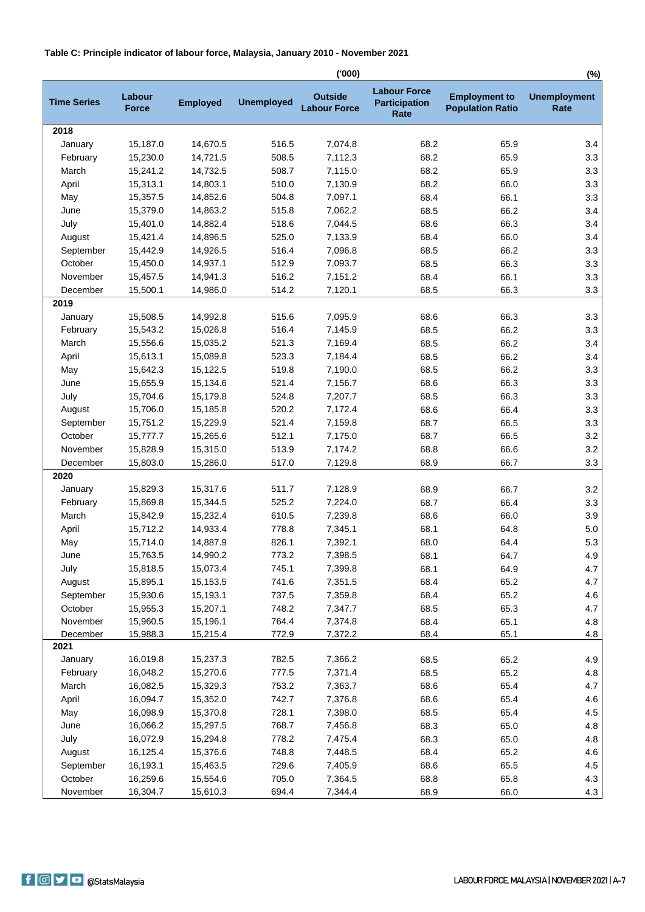**Table C: Principle indicator of labour force, Malaysia, January 2010 - November 2021**

| | ('000) | | | | | | (%) |
|---|---|---|---|---|---|---|---|
| **Time Series** | **Labour Force** | **Employed** | **Unemployed** | **Outside Labour Force** | **Labour Force Participation Rate** | **Employment to Population Ratio** | **Unemployment Rate** |
| **2018** | | | | | | | |
| January | 15,187.0 | 14,670.5 | 516.5 | 7,074.8 | 68.2 | 65.9 | 3.4 |
| February | 15,230.0 | 14,721.5 | 508.5 | 7,112.3 | 68.2 | 65.9 | 3.3 |
| March | 15,241.2 | 14,732.5 | 508.7 | 7,115.0 | 68.2 | 65.9 | 3.3 |
| April | 15,313.1 | 14,803.1 | 510.0 | 7,130.9 | 68.2 | 66.0 | 3.3 |
| May | 15,357.5 | 14,852.6 | 504.8 | 7,097.1 | 68.4 | 66.1 | 3.3 |
| June | 15,379.0 | 14,863.2 | 515.8 | 7,062.2 | 68.5 | 66.2 | 3.4 |
| July | 15,401.0 | 14,882.4 | 518.6 | 7,044.5 | 68.6 | 66.3 | 3.4 |
| August | 15,421.4 | 14,896.5 | 525.0 | 7,133.9 | 68.4 | 66.0 | 3.4 |
| September | 15,442.9 | 14,926.5 | 516.4 | 7,096.8 | 68.5 | 66.2 | 3.3 |
| October | 15,450.0 | 14,937.1 | 512.9 | 7,093.7 | 68.5 | 66.3 | 3.3 |
| November | 15,457.5 | 14,941.3 | 516.2 | 7,151.2 | 68.4 | 66.1 | 3.3 |
| December | 15,500.1 | 14,986.0 | 514.2 | 7,120.1 | 68.5 | 66.3 | 3.3 |
| **2019** | | | | | | | |
| January | 15,508.5 | 14,992.8 | 515.6 | 7,095.9 | 68.6 | 66.3 | 3.3 |
| February | 15,543.2 | 15,026.8 | 516.4 | 7,145.9 | 68.5 | 66.2 | 3.3 |
| March | 15,556.6 | 15,035.2 | 521.3 | 7,169.4 | 68.5 | 66.2 | 3.4 |
| April | 15,613.1 | 15,089.8 | 523.3 | 7,184.4 | 68.5 | 66.2 | 3.4 |
| May | 15,642.3 | 15,122.5 | 519.8 | 7,190.0 | 68.5 | 66.2 | 3.3 |
| June | 15,655.9 | 15,134.6 | 521.4 | 7,156.7 | 68.6 | 66.3 | 3.3 |
| July | 15,704.6 | 15,179.8 | 524.8 | 7,207.7 | 68.5 | 66.3 | 3.3 |
| August | 15,706.0 | 15,185.8 | 520.2 | 7,172.4 | 68.6 | 66.4 | 3.3 |
| September | 15,751.2 | 15,229.9 | 521.4 | 7,159.8 | 68.7 | 66.5 | 3.3 |
| October | 15,777.7 | 15,265.6 | 512.1 | 7,175.0 | 68.7 | 66.5 | 3.2 |
| November | 15,828.9 | 15,315.0 | 513.9 | 7,174.2 | 68.8 | 66.6 | 3.2 |
| December | 15,803.0 | 15,286.0 | 517.0 | 7,129.8 | 68.9 | 66.7 | 3.3 |
| **2020** | | | | | | | |
| January | 15,829.3 | 15,317.6 | 511.7 | 7,128.9 | 68.9 | 66.7 | 3.2 |
| February | 15,869.8 | 15,344.5 | 525.2 | 7,224.0 | 68.7 | 66.4 | 3.3 |
| March | 15,842.9 | 15,232.4 | 610.5 | 7,239.8 | 68.6 | 66.0 | 3.9 |
| April | 15,712.2 | 14,933.4 | 778.8 | 7,345.1 | 68.1 | 64.8 | 5.0 |
| May | 15,714.0 | 14,887.9 | 826.1 | 7,392.1 | 68.0 | 64.4 | 5.3 |
| June | 15,763.5 | 14,990.2 | 773.2 | 7,398.5 | 68.1 | 64.7 | 4.9 |
| July | 15,818.5 | 15,073.4 | 745.1 | 7,399.8 | 68.1 | 64.9 | 4.7 |
| August | 15,895.1 | 15,153.5 | 741.6 | 7,351.5 | 68.4 | 65.2 | 4.7 |
| September | 15,930.6 | 15,193.1 | 737.5 | 7,359.8 | 68.4 | 65.2 | 4.6 |
| October | 15,955.3 | 15,207.1 | 748.2 | 7,347.7 | 68.5 | 65.3 | 4.7 |
| November | 15,960.5 | 15,196.1 | 764.4 | 7,374.8 | 68.4 | 65.1 | 4.8 |
| December | 15,988.3 | 15,215.4 | 772.9 | 7,372.2 | 68.4 | 65.1 | 4.8 |
| **2021** | | | | | | | |
| January | 16,019.8 | 15,237.3 | 782.5 | 7,366.2 | 68.5 | 65.2 | 4.9 |
| February | 16,048.2 | 15,270.6 | 777.5 | 7,371.4 | 68.5 | 65.2 | 4.8 |
| March | 16,082.5 | 15,329.3 | 753.2 | 7,363.7 | 68.6 | 65.4 | 4.7 |
| April | 16,094.7 | 15,352.0 | 742.7 | 7,376.8 | 68.6 | 65.4 | 4.6 |
| May | 16,098.9 | 15,370.8 | 728.1 | 7,398.0 | 68.5 | 65.4 | 4.5 |
| June | 16,066.2 | 15,297.5 | 768.7 | 7,456.8 | 68.3 | 65.0 | 4.8 |
| July | 16,072.9 | 15,294.8 | 778.2 | 7,475.4 | 68.3 | 65.0 | 4.8 |
| August | 16,125.4 | 15,376.6 | 748.8 | 7,448.5 | 68.4 | 65.2 | 4.6 |
| September | 16,193.1 | 15,463.5 | 729.6 | 7,405.9 | 68.6 | 65.5 | 4.5 |
| October | 16,259.6 | 15,554.6 | 705.0 | 7,364.5 | 68.8 | 65.8 | 4.3 |
| November | 16,304.7 | 15,610.3 | 694.4 | 7,344.4 | 68.9 | 66.0 | 4.3 |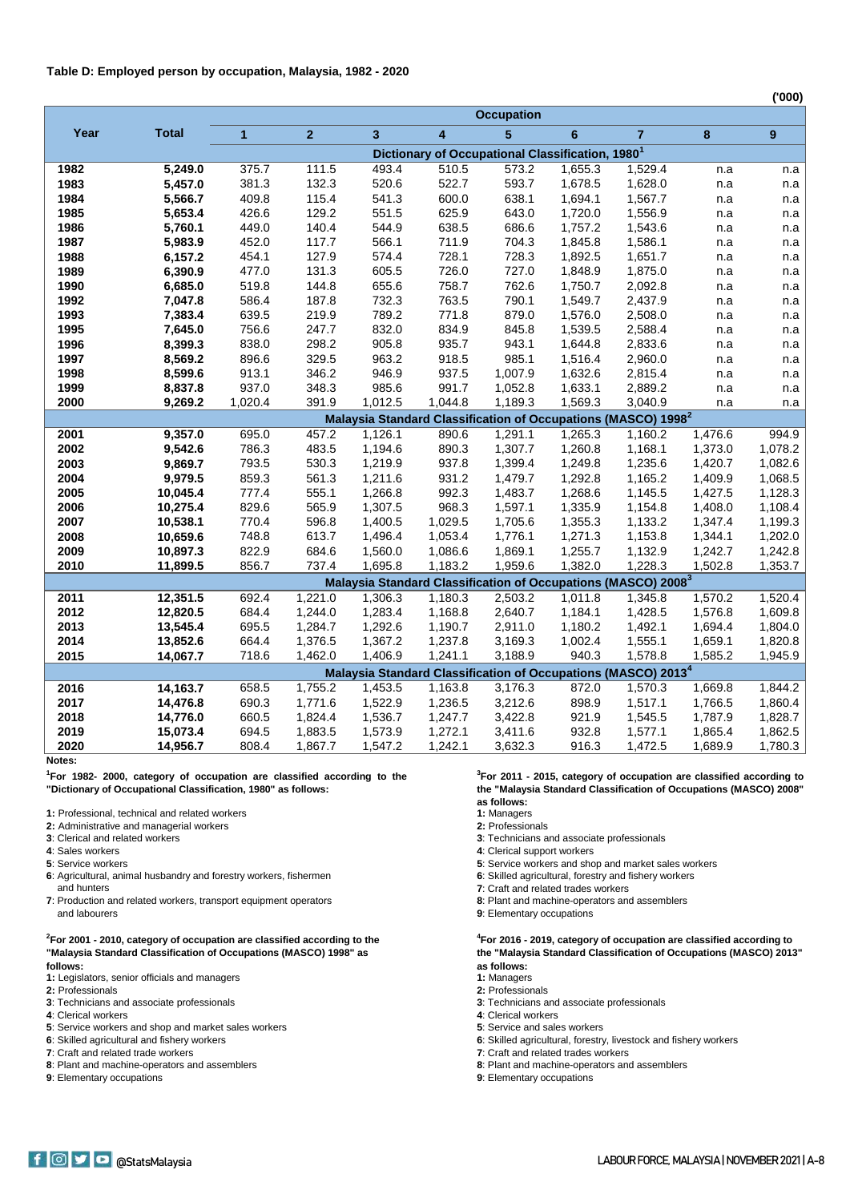**Table D: Employed person by occupation, Malaysia, 1982 - 2020**

('000)

| Year | Total | Occupation | | | | | | | | |
|---|---|---|---|---|---|---|---|---|---|---|
| | | 1 | 2 | 3 | 4 | 5 | 6 | 7 | 8 | 9 |
| | | Dictionary of Occupational Classification, 1980[1] | | | | | | | | |
| 1982 | 5,249.0 | 375.7 | 111.5 | 493.4 | 510.5 | 573.2 | 1,655.3 | 1,529.4 | n.a | n.a |
| 1983 | 5,457.0 | 381.3 | 132.3 | 520.6 | 522.7 | 593.7 | 1,678.5 | 1,628.0 | n.a | n.a |
| 1984 | 5,566.7 | 409.8 | 115.4 | 541.3 | 600.0 | 638.1 | 1,694.1 | 1,567.7 | n.a | n.a |
| 1985 | 5,653.4 | 426.6 | 129.2 | 551.5 | 625.9 | 643.0 | 1,720.0 | 1,556.9 | n.a | n.a |
| 1986 | 5,760.1 | 449.0 | 140.4 | 544.9 | 638.5 | 686.6 | 1,757.2 | 1,543.6 | n.a | n.a |
| 1987 | 5,983.9 | 452.0 | 117.7 | 566.1 | 711.9 | 704.3 | 1,845.8 | 1,586.1 | n.a | n.a |
| 1988 | 6,157.2 | 454.1 | 127.9 | 574.4 | 728.1 | 728.3 | 1,892.5 | 1,651.7 | n.a | n.a |
| 1989 | 6,390.9 | 477.0 | 131.3 | 605.5 | 726.0 | 727.0 | 1,848.9 | 1,875.0 | n.a | n.a |
| 1990 | 6,685.0 | 519.8 | 144.8 | 655.6 | 758.7 | 762.6 | 1,750.7 | 2,092.8 | n.a | n.a |
| 1992 | 7,047.8 | 586.4 | 187.8 | 732.3 | 763.5 | 790.1 | 1,549.7 | 2,437.9 | n.a | n.a |
| 1993 | 7,383.4 | 639.5 | 219.9 | 789.2 | 771.8 | 879.0 | 1,576.0 | 2,508.0 | n.a | n.a |
| 1995 | 7,645.0 | 756.6 | 247.7 | 832.0 | 834.9 | 845.8 | 1,539.5 | 2,588.4 | n.a | n.a |
| 1996 | 8,399.3 | 838.0 | 298.2 | 905.8 | 935.7 | 943.1 | 1,644.8 | 2,833.6 | n.a | n.a |
| 1997 | 8,569.2 | 896.6 | 329.5 | 963.2 | 918.5 | 985.1 | 1,516.4 | 2,960.0 | n.a | n.a |
| 1998 | 8,599.6 | 913.1 | 346.2 | 946.9 | 937.5 | 1,007.9 | 1,632.6 | 2,815.4 | n.a | n.a |
| 1999 | 8,837.8 | 937.0 | 348.3 | 985.6 | 991.7 | 1,052.8 | 1,633.1 | 2,889.2 | n.a | n.a |
| 2000 | 9,269.2 | 1,020.4 | 391.9 | 1,012.5 | 1,044.8 | 1,189.3 | 1,569.3 | 3,040.9 | n.a | n.a |
| | | Malaysia Standard Classification of Occupations (MASCO) 1998[2] | | | | | | | | |
| 2001 | 9,357.0 | 695.0 | 457.2 | 1,126.1 | 890.6 | 1,291.1 | 1,265.3 | 1,160.2 | 1,476.6 | 994.9 |
| 2002 | 9,542.6 | 786.3 | 483.5 | 1,194.6 | 890.3 | 1,307.7 | 1,260.8 | 1,168.1 | 1,373.0 | 1,078.2 |
| 2003 | 9,869.7 | 793.5 | 530.3 | 1,219.9 | 937.8 | 1,399.4 | 1,249.8 | 1,235.6 | 1,420.7 | 1,082.6 |
| 2004 | 9,979.5 | 859.3 | 561.3 | 1,211.6 | 931.2 | 1,479.7 | 1,292.8 | 1,165.2 | 1,409.9 | 1,068.5 |
| 2005 | 10,045.4 | 777.4 | 555.1 | 1,266.8 | 992.3 | 1,483.7 | 1,268.6 | 1,145.5 | 1,427.5 | 1,128.3 |
| 2006 | 10,275.4 | 829.6 | 565.9 | 1,307.5 | 968.3 | 1,597.1 | 1,335.9 | 1,154.8 | 1,408.0 | 1,108.4 |
| 2007 | 10,538.1 | 770.4 | 596.8 | 1,400.5 | 1,029.5 | 1,705.6 | 1,355.3 | 1,133.2 | 1,347.4 | 1,199.3 |
| 2008 | 10,659.6 | 748.8 | 613.7 | 1,496.4 | 1,053.4 | 1,776.1 | 1,271.3 | 1,153.8 | 1,344.1 | 1,202.0 |
| 2009 | 10,897.3 | 822.9 | 684.6 | 1,560.0 | 1,086.6 | 1,869.1 | 1,255.7 | 1,132.9 | 1,242.7 | 1,242.8 |
| 2010 | 11,899.5 | 856.7 | 737.4 | 1,695.8 | 1,183.2 | 1,959.6 | 1,382.0 | 1,228.3 | 1,502.8 | 1,353.7 |
| | | Malaysia Standard Classification of Occupations (MASCO) 2008[3] | | | | | | | | |
| 2011 | 12,351.5 | 692.4 | 1,221.0 | 1,306.3 | 1,180.3 | 2,503.2 | 1,011.8 | 1,345.8 | 1,570.2 | 1,520.4 |
| 2012 | 12,820.5 | 684.4 | 1,244.0 | 1,283.4 | 1,168.8 | 2,640.7 | 1,184.1 | 1,428.5 | 1,576.8 | 1,609.8 |
| 2013 | 13,545.4 | 695.5 | 1,284.7 | 1,292.6 | 1,190.7 | 2,911.0 | 1,180.2 | 1,492.1 | 1,694.4 | 1,804.0 |
| 2014 | 13,852.6 | 664.4 | 1,376.5 | 1,367.2 | 1,237.8 | 3,169.3 | 1,002.4 | 1,555.1 | 1,659.1 | 1,820.8 |
| 2015 | 14,067.7 | 718.6 | 1,462.0 | 1,406.9 | 1,241.1 | 3,188.9 | 940.3 | 1,578.8 | 1,585.2 | 1,945.9 |
| | | Malaysia Standard Classification of Occupations (MASCO) 2013[4] | | | | | | | | |
| 2016 | 14,163.7 | 658.5 | 1,755.2 | 1,453.5 | 1,163.8 | 3,176.3 | 872.0 | 1,570.3 | 1,669.8 | 1,844.2 |
| 2017 | 14,476.8 | 690.3 | 1,771.6 | 1,522.9 | 1,236.5 | 3,212.6 | 898.9 | 1,517.1 | 1,766.5 | 1,860.4 |
| 2018 | 14,776.0 | 660.5 | 1,824.4 | 1,536.7 | 1,247.7 | 3,422.8 | 921.9 | 1,545.5 | 1,787.9 | 1,828.7 |
| 2019 | 15,073.4 | 694.5 | 1,883.5 | 1,573.9 | 1,272.1 | 3,411.6 | 932.8 | 1,577.1 | 1,865.4 | 1,862.5 |
| 2020 | 14,956.7 | 808.4 | 1,867.7 | 1,547.2 | 1,242.1 | 3,632.3 | 916.3 | 1,472.5 | 1,689.9 | 1,780.3 |

**Notes:**

[1]**For 1982- 2000, category of occupation are classified according to the "Dictionary of Occupational Classification, 1980" as follows:**

**1:** Professional, technical and related workers
**2:** Administrative and managerial workers
**3**: Clerical and related workers
**4**: Sales workers
**5**: Service workers
**6**: Agricultural, animal husbandry and forestry workers, fishermen and hunters
**7**: Production and related workers, transport equipment operators and labourers

[2]**For 2001 - 2010, category of occupation are classified according to the "Malaysia Standard Classification of Occupations (MASCO) 1998" as follows:**

**1:** Legislators, senior officials and managers
**2:** Professionals
**3**: Technicians and associate professionals
**4**: Clerical workers
**5**: Service workers and shop and market sales workers
**6**: Skilled agricultural and fishery workers
**7**: Craft and related trade workers
**8**: Plant and machine-operators and assemblers
**9**: Elementary occupations

[3]**For 2011 - 2015, category of occupation are classified according to the "Malaysia Standard Classification of Occupations (MASCO) 2008" as follows:**

**1:** Managers
**2:** Professionals
**3**: Technicians and associate professionals
**4**: Clerical support workers
**5**: Service workers and shop and market sales workers
**6**: Skilled agricultural, forestry and fishery workers
**7**: Craft and related trades workers
**8**: Plant and machine-operators and assemblers
**9**: Elementary occupations

[4]**For 2016 - 2019, category of occupation are classified according to the "Malaysia Standard Classification of Occupations (MASCO) 2013" as follows:**

**1:** Managers
**2:** Professionals
**3**: Technicians and associate professionals
**4**: Clerical workers
**5**: Service and sales workers
**6**: Skilled agricultural, forestry, livestock and fishery workers
**7**: Craft and related trades workers
**8**: Plant and machine-operators and assemblers
**9**: Elementary occupations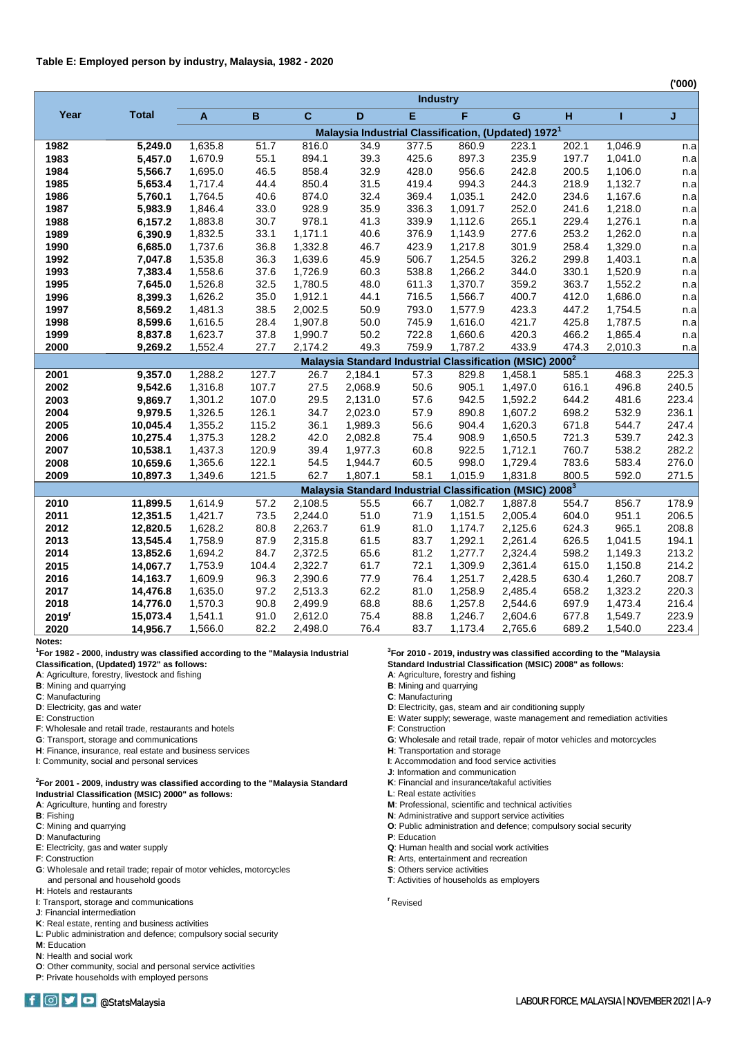**Table E: Employed person by industry, Malaysia, 1982 - 2020**

('000)

| Year | Total | Industry | | | | | | | | | |
|---|---|---|---|---|---|---|---|---|---|---|---|
| | | A | B | C | D | E | F | G | H | I | J |
| | | Malaysia Industrial Classification, (Updated) 1972[1] | | | | | | | | | |
| 1982 | 5,249.0 | 1,635.8 | 51.7 | 816.0 | 34.9 | 377.5 | 860.9 | 223.1 | 202.1 | 1,046.9 | n.a |
| 1983 | 5,457.0 | 1,670.9 | 55.1 | 894.1 | 39.3 | 425.6 | 897.3 | 235.9 | 197.7 | 1,041.0 | n.a |
| 1984 | 5,566.7 | 1,695.0 | 46.5 | 858.4 | 32.9 | 428.0 | 956.6 | 242.8 | 200.5 | 1,106.0 | n.a |
| 1985 | 5,653.4 | 1,717.4 | 44.4 | 850.4 | 31.5 | 419.4 | 994.3 | 244.3 | 218.9 | 1,132.7 | n.a |
| 1986 | 5,760.1 | 1,764.5 | 40.6 | 874.0 | 32.4 | 369.4 | 1,035.1 | 242.0 | 234.6 | 1,167.6 | n.a |
| 1987 | 5,983.9 | 1,846.4 | 33.0 | 928.9 | 35.9 | 336.3 | 1,091.7 | 252.0 | 241.6 | 1,218.0 | n.a |
| 1988 | 6,157.2 | 1,883.8 | 30.7 | 978.1 | 41.3 | 339.9 | 1,112.6 | 265.1 | 229.4 | 1,276.1 | n.a |
| 1989 | 6,390.9 | 1,832.5 | 33.1 | 1,171.1 | 40.6 | 376.9 | 1,143.9 | 277.6 | 253.2 | 1,262.0 | n.a |
| 1990 | 6,685.0 | 1,737.6 | 36.8 | 1,332.8 | 46.7 | 423.9 | 1,217.8 | 301.9 | 258.4 | 1,329.0 | n.a |
| 1992 | 7,047.8 | 1,535.8 | 36.3 | 1,639.6 | 45.9 | 506.7 | 1,254.5 | 326.2 | 299.8 | 1,403.1 | n.a |
| 1993 | 7,383.4 | 1,558.6 | 37.6 | 1,726.9 | 60.3 | 538.8 | 1,266.2 | 344.0 | 330.1 | 1,520.9 | n.a |
| 1995 | 7,645.0 | 1,526.8 | 32.5 | 1,780.5 | 48.0 | 611.3 | 1,370.7 | 359.2 | 363.7 | 1,552.2 | n.a |
| 1996 | 8,399.3 | 1,626.2 | 35.0 | 1,912.1 | 44.1 | 716.5 | 1,566.7 | 400.7 | 412.0 | 1,686.0 | n.a |
| 1997 | 8,569.2 | 1,481.3 | 38.5 | 2,002.5 | 50.9 | 793.0 | 1,577.9 | 423.3 | 447.2 | 1,754.5 | n.a |
| 1998 | 8,599.6 | 1,616.5 | 28.4 | 1,907.8 | 50.0 | 745.9 | 1,616.0 | 421.7 | 425.8 | 1,787.5 | n.a |
| 1999 | 8,837.8 | 1,623.7 | 37.8 | 1,990.7 | 50.2 | 722.8 | 1,660.6 | 420.3 | 466.2 | 1,865.4 | n.a |
| 2000 | 9,269.2 | 1,552.4 | 27.7 | 2,174.2 | 49.3 | 759.9 | 1,787.2 | 433.9 | 474.3 | 2,010.3 | n.a |
| | | Malaysia Standard Industrial Classification (MSIC) 2000[2] | | | | | | | | | |
| 2001 | 9,357.0 | 1,288.2 | 127.7 | 26.7 | 2,184.1 | 57.3 | 829.8 | 1,458.1 | 585.1 | 468.3 | 225.3 |
| 2002 | 9,542.6 | 1,316.8 | 107.7 | 27.5 | 2,068.9 | 50.6 | 905.1 | 1,497.0 | 616.1 | 496.8 | 240.5 |
| 2003 | 9,869.7 | 1,301.2 | 107.0 | 29.5 | 2,131.0 | 57.6 | 942.5 | 1,592.2 | 644.2 | 481.6 | 223.4 |
| 2004 | 9,979.5 | 1,326.5 | 126.1 | 34.7 | 2,023.0 | 57.9 | 890.8 | 1,607.2 | 698.2 | 532.9 | 236.1 |
| 2005 | 10,045.4 | 1,355.2 | 115.2 | 36.1 | 1,989.3 | 56.6 | 904.4 | 1,620.3 | 671.8 | 544.7 | 247.4 |
| 2006 | 10,275.4 | 1,375.3 | 128.2 | 42.0 | 2,082.8 | 75.4 | 908.9 | 1,650.5 | 721.3 | 539.7 | 242.3 |
| 2007 | 10,538.1 | 1,437.3 | 120.9 | 39.4 | 1,977.3 | 60.8 | 922.5 | 1,712.1 | 760.7 | 538.2 | 282.2 |
| 2008 | 10,659.6 | 1,365.6 | 122.1 | 54.5 | 1,944.7 | 60.5 | 998.0 | 1,729.4 | 783.6 | 583.4 | 276.0 |
| 2009 | 10,897.3 | 1,349.6 | 121.5 | 62.7 | 1,807.1 | 58.1 | 1,015.9 | 1,831.8 | 800.5 | 592.0 | 271.5 |
| | | Malaysia Standard Industrial Classification (MSIC) 2008[3] | | | | | | | | | |
| 2010 | 11,899.5 | 1,614.9 | 57.2 | 2,108.5 | 55.5 | 66.7 | 1,082.7 | 1,887.8 | 554.7 | 856.7 | 178.9 |
| 2011 | 12,351.5 | 1,421.7 | 73.5 | 2,244.0 | 51.0 | 71.9 | 1,151.5 | 2,005.4 | 604.0 | 951.1 | 206.5 |
| 2012 | 12,820.5 | 1,628.2 | 80.8 | 2,263.7 | 61.9 | 81.0 | 1,174.7 | 2,125.6 | 624.3 | 965.1 | 208.8 |
| 2013 | 13,545.4 | 1,758.9 | 87.9 | 2,315.8 | 61.5 | 83.7 | 1,292.1 | 2,261.4 | 626.5 | 1,041.5 | 194.1 |
| 2014 | 13,852.6 | 1,694.2 | 84.7 | 2,372.5 | 65.6 | 81.2 | 1,277.7 | 2,324.4 | 598.2 | 1,149.3 | 213.2 |
| 2015 | 14,067.7 | 1,753.9 | 104.4 | 2,322.7 | 61.7 | 72.1 | 1,309.9 | 2,361.4 | 615.0 | 1,150.8 | 214.2 |
| 2016 | 14,163.7 | 1,609.9 | 96.3 | 2,390.6 | 77.9 | 76.4 | 1,251.7 | 2,428.5 | 630.4 | 1,260.7 | 208.7 |
| 2017 | 14,476.8 | 1,635.0 | 97.2 | 2,513.3 | 62.2 | 81.0 | 1,258.9 | 2,485.4 | 658.2 | 1,323.2 | 220.3 |
| 2018 | 14,776.0 | 1,570.3 | 90.8 | 2,499.9 | 68.8 | 88.6 | 1,257.8 | 2,544.6 | 697.9 | 1,473.4 | 216.4 |
| 2019[r] | 15,073.4 | 1,541.1 | 91.0 | 2,612.0 | 75.4 | 88.8 | 1,246.7 | 2,604.6 | 677.8 | 1,549.7 | 223.9 |
| 2020 | 14,956.7 | 1,566.0 | 82.2 | 2,498.0 | 76.4 | 83.7 | 1,173.4 | 2,765.6 | 689.2 | 1,540.0 | 223.4 |

**Notes:**

[1] **For 1982 - 2000, industry was classified according to the "Malaysia Industrial Classification, (Updated) 1972" as follows:**

**A**: Agriculture, forestry, livestock and fishing
**B**: Mining and quarrying
**C**: Manufacturing
**D**: Electricity, gas and water
**E**: Construction
**F**: Wholesale and retail trade, restaurants and hotels
**G**: Transport, storage and communications
**H**: Finance, insurance, real estate and business services
**I**: Community, social and personal services

[2] **For 2001 - 2009, industry was classified according to the "Malaysia Standard Industrial Classification (MSIC) 2000" as follows:**

**A**: Agriculture, hunting and forestry
**B**: Fishing
**C**: Mining and quarrying
**D**: Manufacturing
**E**: Electricity, gas and water supply
**F**: Construction
**G**: Wholesale and retail trade; repair of motor vehicles, motorcycles and personal and household goods
**H**: Hotels and restaurants
**I**: Transport, storage and communications
**J**: Financial intermediation
**K**: Real estate, renting and business activities
**L**: Public administration and defence; compulsory social security
**M**: Education
**N**: Health and social work
**O**: Other community, social and personal service activities
**P**: Private households with employed persons

[3] **For 2010 - 2019, industry was classified according to the "Malaysia Standard Industrial Classification (MSIC) 2008" as follows:**

**A**: Agriculture, forestry and fishing
**B**: Mining and quarrying
**C**: Manufacturing
**D**: Electricity, gas, steam and air conditioning supply
**E**: Water supply; sewerage, waste management and remediation activities
**F**: Construction
**G**: Wholesale and retail trade, repair of motor vehicles and motorcycles
**H**: Transportation and storage
**I**: Accommodation and food service activities
**J**: Information and communication
**K**: Financial and insurance/takaful activities
**L**: Real estate activities
**M**: Professional, scientific and technical activities
**N**: Administrative and support service activities
**O**: Public administration and defence; compulsory social security
**P**: Education
**Q**: Human health and social work activities
**R**: Arts, entertainment and recreation
**S**: Others service activities
**T**: Activities of households as employers

[r] Revised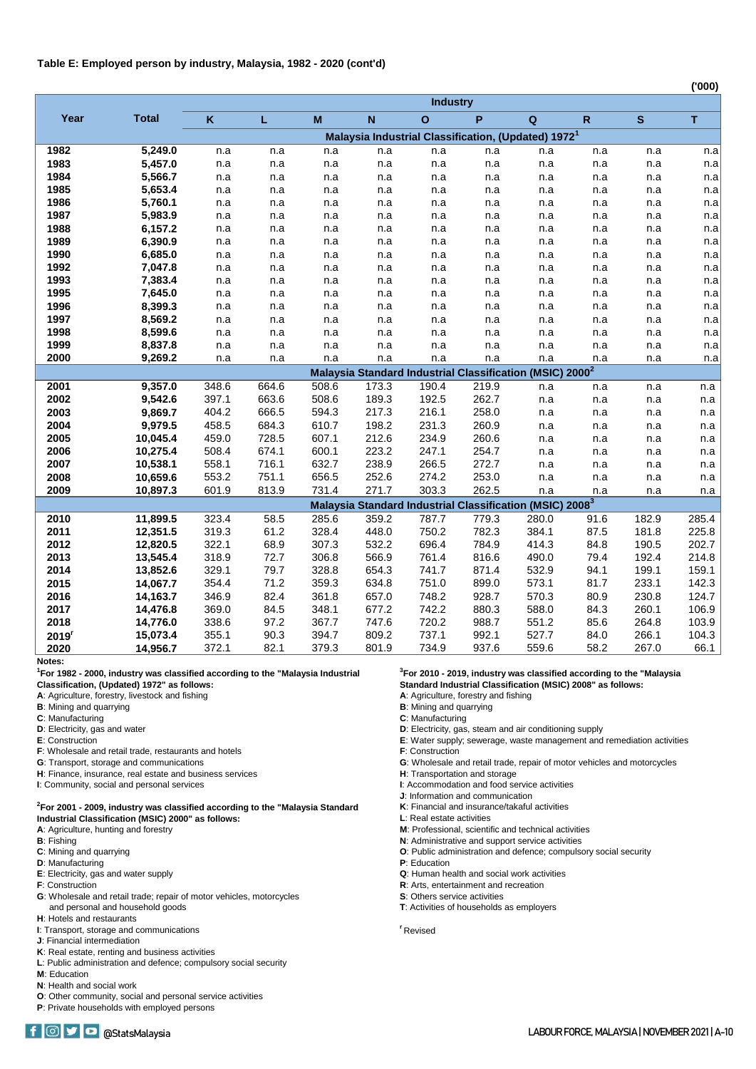**Table E: Employed person by industry, Malaysia, 1982 - 2020 (cont'd)**

('000)

| Year | Total | Industry | | | | | | | | | |
|---|---|---|---|---|---|---|---|---|---|---|---|
| | | K | L | M | N | O | P | Q | R | S | T |
| | | Malaysia Industrial Classification, (Updated) 1972[1] | | | | | | | | | |
| 1982 | 5,249.0 | n.a | n.a | n.a | n.a | n.a | n.a | n.a | n.a | n.a | n.a |
| 1983 | 5,457.0 | n.a | n.a | n.a | n.a | n.a | n.a | n.a | n.a | n.a | n.a |
| 1984 | 5,566.7 | n.a | n.a | n.a | n.a | n.a | n.a | n.a | n.a | n.a | n.a |
| 1985 | 5,653.4 | n.a | n.a | n.a | n.a | n.a | n.a | n.a | n.a | n.a | n.a |
| 1986 | 5,760.1 | n.a | n.a | n.a | n.a | n.a | n.a | n.a | n.a | n.a | n.a |
| 1987 | 5,983.9 | n.a | n.a | n.a | n.a | n.a | n.a | n.a | n.a | n.a | n.a |
| 1988 | 6,157.2 | n.a | n.a | n.a | n.a | n.a | n.a | n.a | n.a | n.a | n.a |
| 1989 | 6,390.9 | n.a | n.a | n.a | n.a | n.a | n.a | n.a | n.a | n.a | n.a |
| 1990 | 6,685.0 | n.a | n.a | n.a | n.a | n.a | n.a | n.a | n.a | n.a | n.a |
| 1992 | 7,047.8 | n.a | n.a | n.a | n.a | n.a | n.a | n.a | n.a | n.a | n.a |
| 1993 | 7,383.4 | n.a | n.a | n.a | n.a | n.a | n.a | n.a | n.a | n.a | n.a |
| 1995 | 7,645.0 | n.a | n.a | n.a | n.a | n.a | n.a | n.a | n.a | n.a | n.a |
| 1996 | 8,399.3 | n.a | n.a | n.a | n.a | n.a | n.a | n.a | n.a | n.a | n.a |
| 1997 | 8,569.2 | n.a | n.a | n.a | n.a | n.a | n.a | n.a | n.a | n.a | n.a |
| 1998 | 8,599.6 | n.a | n.a | n.a | n.a | n.a | n.a | n.a | n.a | n.a | n.a |
| 1999 | 8,837.8 | n.a | n.a | n.a | n.a | n.a | n.a | n.a | n.a | n.a | n.a |
| 2000 | 9,269.2 | n.a | n.a | n.a | n.a | n.a | n.a | n.a | n.a | n.a | n.a |
| | | Malaysia Standard Industrial Classification (MSIC) 2000[2] | | | | | | | | | |
| 2001 | 9,357.0 | 348.6 | 664.6 | 508.6 | 173.3 | 190.4 | 219.9 | n.a | n.a | n.a | n.a |
| 2002 | 9,542.6 | 397.1 | 663.6 | 508.6 | 189.3 | 192.5 | 262.7 | n.a | n.a | n.a | n.a |
| 2003 | 9,869.7 | 404.2 | 666.5 | 594.3 | 217.3 | 216.1 | 258.0 | n.a | n.a | n.a | n.a |
| 2004 | 9,979.5 | 458.5 | 684.3 | 610.7 | 198.2 | 231.3 | 260.9 | n.a | n.a | n.a | n.a |
| 2005 | 10,045.4 | 459.0 | 728.5 | 607.1 | 212.6 | 234.9 | 260.6 | n.a | n.a | n.a | n.a |
| 2006 | 10,275.4 | 508.4 | 674.1 | 600.1 | 223.2 | 247.1 | 254.7 | n.a | n.a | n.a | n.a |
| 2007 | 10,538.1 | 558.1 | 716.1 | 632.7 | 238.9 | 266.5 | 272.7 | n.a | n.a | n.a | n.a |
| 2008 | 10,659.6 | 553.2 | 751.1 | 656.5 | 252.6 | 274.2 | 253.0 | n.a | n.a | n.a | n.a |
| 2009 | 10,897.3 | 601.9 | 813.9 | 731.4 | 271.7 | 303.3 | 262.5 | n.a | n.a | n.a | n.a |
| | | Malaysia Standard Industrial Classification (MSIC) 2008[3] | | | | | | | | | |
| 2010 | 11,899.5 | 323.4 | 58.5 | 285.6 | 359.2 | 787.7 | 779.3 | 280.0 | 91.6 | 182.9 | 285.4 |
| 2011 | 12,351.5 | 319.3 | 61.2 | 328.4 | 448.0 | 750.2 | 782.3 | 384.1 | 87.5 | 181.8 | 225.8 |
| 2012 | 12,820.5 | 322.1 | 68.9 | 307.3 | 532.2 | 696.4 | 784.9 | 414.3 | 84.8 | 190.5 | 202.7 |
| 2013 | 13,545.4 | 318.9 | 72.7 | 306.8 | 566.9 | 761.4 | 816.6 | 490.0 | 79.4 | 192.4 | 214.8 |
| 2014 | 13,852.6 | 329.1 | 79.7 | 328.8 | 654.3 | 741.7 | 871.4 | 532.9 | 94.1 | 199.1 | 159.1 |
| 2015 | 14,067.7 | 354.4 | 71.2 | 359.3 | 634.8 | 751.0 | 899.0 | 573.1 | 81.7 | 233.1 | 142.3 |
| 2016 | 14,163.7 | 346.9 | 82.4 | 361.8 | 657.0 | 748.2 | 928.7 | 570.3 | 80.9 | 230.8 | 124.7 |
| 2017 | 14,476.8 | 369.0 | 84.5 | 348.1 | 677.2 | 742.2 | 880.3 | 588.0 | 84.3 | 260.1 | 106.9 |
| 2018 | 14,776.0 | 338.6 | 97.2 | 367.7 | 747.6 | 720.2 | 988.7 | 551.2 | 85.6 | 264.8 | 103.9 |
| 2019[r] | 15,073.4 | 355.1 | 90.3 | 394.7 | 809.2 | 737.1 | 992.1 | 527.7 | 84.0 | 266.1 | 104.3 |
| 2020 | 14,956.7 | 372.1 | 82.1 | 379.3 | 801.9 | 734.9 | 937.6 | 559.6 | 58.2 | 267.0 | 66.1 |

**Notes:**

[1]**For 1982 - 2000, industry was classified according to the "Malaysia Industrial Classification, (Updated) 1972" as follows:**
- **A**: Agriculture, forestry, livestock and fishing
- **B**: Mining and quarrying
- **C**: Manufacturing
- **D**: Electricity, gas and water
- **E**: Construction
- **F**: Wholesale and retail trade, restaurants and hotels
- **G**: Transport, storage and communications
- **H**: Finance, insurance, real estate and business services
- **I**: Community, social and personal services

[2]**For 2001 - 2009, industry was classified according to the "Malaysia Standard Industrial Classification (MSIC) 2000" as follows:**
- **A**: Agriculture, hunting and forestry
- **B**: Fishing
- **C**: Mining and quarrying
- **D**: Manufacturing
- **E**: Electricity, gas and water supply
- **F**: Construction
- **G**: Wholesale and retail trade; repair of motor vehicles, motorcycles and personal and household goods
- **H**: Hotels and restaurants
- **I**: Transport, storage and communications
- **J**: Financial intermediation
- **K**: Real estate, renting and business activities
- **L**: Public administration and defence; compulsory social security
- **M**: Education
- **N**: Health and social work
- **O**: Other community, social and personal service activities
- **P**: Private households with employed persons

[3]**For 2010 - 2019, industry was classified according to the "Malaysia Standard Industrial Classification (MSIC) 2008" as follows:**
- **A**: Agriculture, forestry and fishing
- **B**: Mining and quarrying
- **C**: Manufacturing
- **D**: Electricity, gas, steam and air conditioning supply
- **E**: Water supply; sewerage, waste management and remediation activities
- **F**: Construction
- **G**: Wholesale and retail trade, repair of motor vehicles and motorcycles
- **H**: Transportation and storage
- **I**: Accommodation and food service activities
- **J**: Information and communication
- **K**: Financial and insurance/takaful activities
- **L**: Real estate activities
- **M**: Professional, scientific and technical activities
- **N**: Administrative and support service activities
- **O**: Public administration and defence; compulsory social security
- **P**: Education
- **Q**: Human health and social work activities
- **R**: Arts, entertainment and recreation
- **S**: Others service activities
- **T**: Activities of households as employers

[r] Revised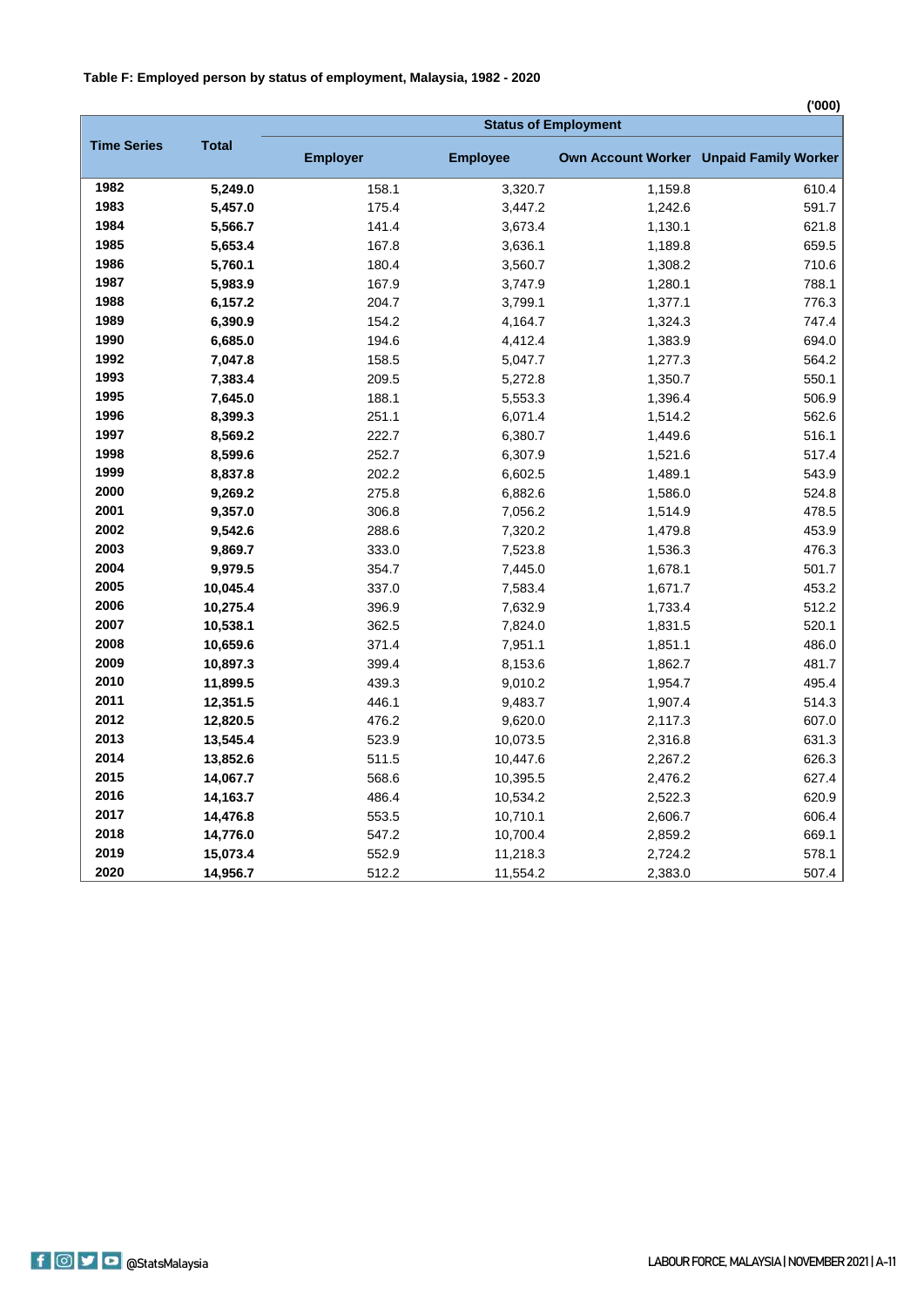**Table F: Employed person by status of employment, Malaysia, 1982 - 2020**

('000)

| Time Series | Total | Status of Employment | | | |
|---|---|---|---|---|---|
| | | Employer | Employee | Own Account Worker | Unpaid Family Worker |
| 1982 | 5,249.0 | 158.1 | 3,320.7 | 1,159.8 | 610.4 |
| 1983 | 5,457.0 | 175.4 | 3,447.2 | 1,242.6 | 591.7 |
| 1984 | 5,566.7 | 141.4 | 3,673.4 | 1,130.1 | 621.8 |
| 1985 | 5,653.4 | 167.8 | 3,636.1 | 1,189.8 | 659.5 |
| 1986 | 5,760.1 | 180.4 | 3,560.7 | 1,308.2 | 710.6 |
| 1987 | 5,983.9 | 167.9 | 3,747.9 | 1,280.1 | 788.1 |
| 1988 | 6,157.2 | 204.7 | 3,799.1 | 1,377.1 | 776.3 |
| 1989 | 6,390.9 | 154.2 | 4,164.7 | 1,324.3 | 747.4 |
| 1990 | 6,685.0 | 194.6 | 4,412.4 | 1,383.9 | 694.0 |
| 1992 | 7,047.8 | 158.5 | 5,047.7 | 1,277.3 | 564.2 |
| 1993 | 7,383.4 | 209.5 | 5,272.8 | 1,350.7 | 550.1 |
| 1995 | 7,645.0 | 188.1 | 5,553.3 | 1,396.4 | 506.9 |
| 1996 | 8,399.3 | 251.1 | 6,071.4 | 1,514.2 | 562.6 |
| 1997 | 8,569.2 | 222.7 | 6,380.7 | 1,449.6 | 516.1 |
| 1998 | 8,599.6 | 252.7 | 6,307.9 | 1,521.6 | 517.4 |
| 1999 | 8,837.8 | 202.2 | 6,602.5 | 1,489.1 | 543.9 |
| 2000 | 9,269.2 | 275.8 | 6,882.6 | 1,586.0 | 524.8 |
| 2001 | 9,357.0 | 306.8 | 7,056.2 | 1,514.9 | 478.5 |
| 2002 | 9,542.6 | 288.6 | 7,320.2 | 1,479.8 | 453.9 |
| 2003 | 9,869.7 | 333.0 | 7,523.8 | 1,536.3 | 476.3 |
| 2004 | 9,979.5 | 354.7 | 7,445.0 | 1,678.1 | 501.7 |
| 2005 | 10,045.4 | 337.0 | 7,583.4 | 1,671.7 | 453.2 |
| 2006 | 10,275.4 | 396.9 | 7,632.9 | 1,733.4 | 512.2 |
| 2007 | 10,538.1 | 362.5 | 7,824.0 | 1,831.5 | 520.1 |
| 2008 | 10,659.6 | 371.4 | 7,951.1 | 1,851.1 | 486.0 |
| 2009 | 10,897.3 | 399.4 | 8,153.6 | 1,862.7 | 481.7 |
| 2010 | 11,899.5 | 439.3 | 9,010.2 | 1,954.7 | 495.4 |
| 2011 | 12,351.5 | 446.1 | 9,483.7 | 1,907.4 | 514.3 |
| 2012 | 12,820.5 | 476.2 | 9,620.0 | 2,117.3 | 607.0 |
| 2013 | 13,545.4 | 523.9 | 10,073.5 | 2,316.8 | 631.3 |
| 2014 | 13,852.6 | 511.5 | 10,447.6 | 2,267.2 | 626.3 |
| 2015 | 14,067.7 | 568.6 | 10,395.5 | 2,476.2 | 627.4 |
| 2016 | 14,163.7 | 486.4 | 10,534.2 | 2,522.3 | 620.9 |
| 2017 | 14,476.8 | 553.5 | 10,710.1 | 2,606.7 | 606.4 |
| 2018 | 14,776.0 | 547.2 | 10,700.4 | 2,859.2 | 669.1 |
| 2019 | 15,073.4 | 552.9 | 11,218.3 | 2,724.2 | 578.1 |
| 2020 | 14,956.7 | 512.2 | 11,554.2 | 2,383.0 | 507.4 |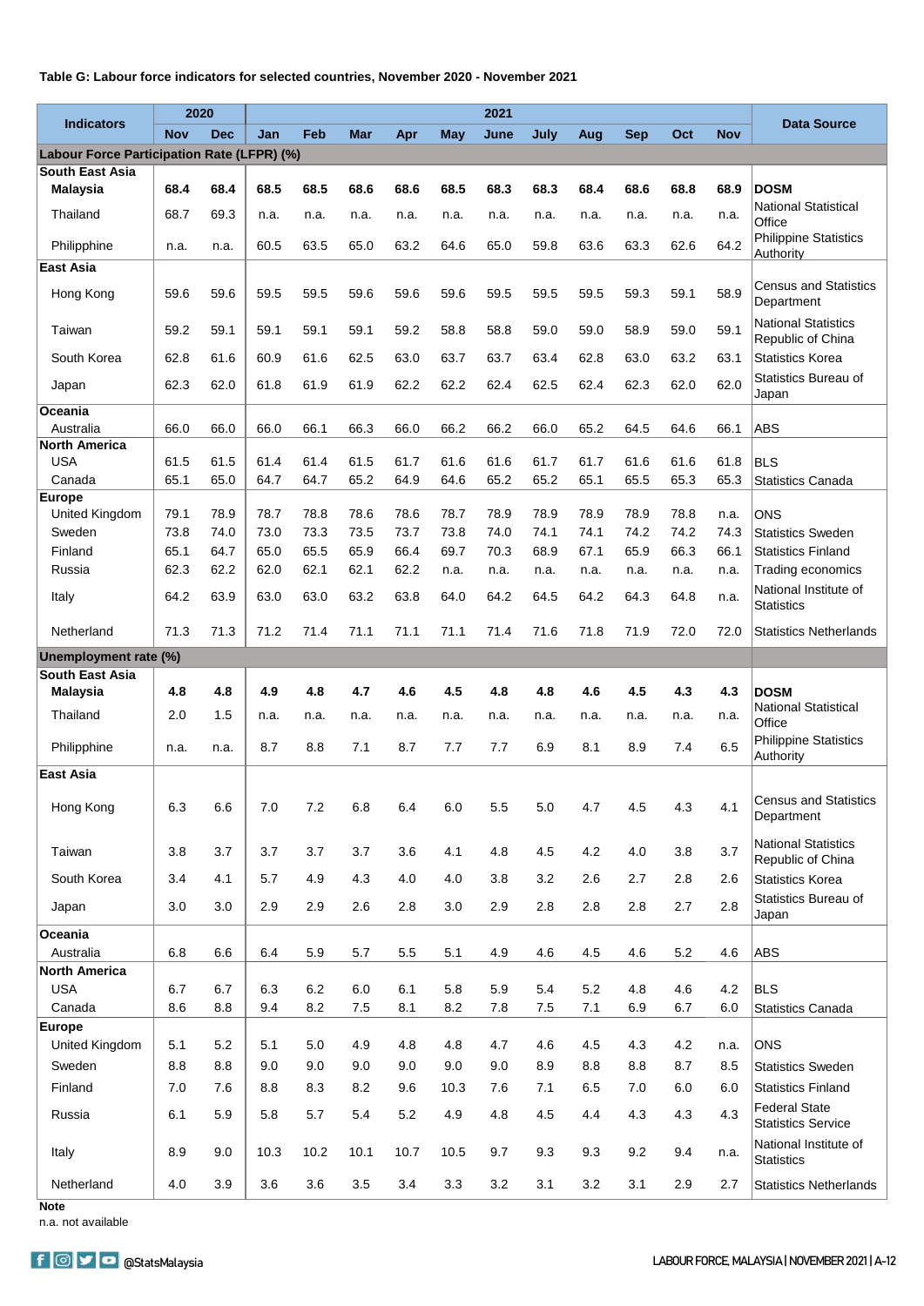**Table G: Labour force indicators for selected countries, November 2020 - November 2021**

| Indicators | 2020 | | 2021 | | | | | | | | | | | Data Source |
|---|---|---|---|---|---|---|---|---|---|---|---|---|---|---|
| | Nov | Dec | Jan | Feb | Mar | Apr | May | June | July | Aug | Sep | Oct | Nov | |
| **Labour Force Participation Rate (LFPR) (%)** | | | | | | | | | | | | | | |
| **South East Asia** | | | | | | | | | | | | | | |
| **Malaysia** | **68.4** | **68.4** | **68.5** | **68.5** | **68.6** | **68.6** | **68.5** | **68.3** | **68.3** | **68.4** | **68.6** | **68.8** | **68.9** | **DOSM** |
| Thailand | 68.7 | 69.3 | n.a. | n.a. | n.a. | n.a. | n.a. | n.a. | n.a. | n.a. | n.a. | n.a. | n.a. | National Statistical Office |
| Philipphine | n.a. | n.a. | 60.5 | 63.5 | 65.0 | 63.2 | 64.6 | 65.0 | 59.8 | 63.6 | 63.3 | 62.6 | 64.2 | Philippine Statistics Authority |
| **East Asia** | | | | | | | | | | | | | | |
| Hong Kong | 59.6 | 59.6 | 59.5 | 59.5 | 59.6 | 59.6 | 59.6 | 59.5 | 59.5 | 59.5 | 59.3 | 59.1 | 58.9 | Census and Statistics Department |
| Taiwan | 59.2 | 59.1 | 59.1 | 59.1 | 59.1 | 59.2 | 58.8 | 58.8 | 59.0 | 59.0 | 58.9 | 59.0 | 59.1 | National Statistics Republic of China |
| South Korea | 62.8 | 61.6 | 60.9 | 61.6 | 62.5 | 63.0 | 63.7 | 63.7 | 63.4 | 62.8 | 63.0 | 63.2 | 63.1 | Statistics Korea |
| Japan | 62.3 | 62.0 | 61.8 | 61.9 | 61.9 | 62.2 | 62.2 | 62.4 | 62.5 | 62.4 | 62.3 | 62.0 | 62.0 | Statistics Bureau of Japan |
| **Oceania** | | | | | | | | | | | | | | |
| Australia | 66.0 | 66.0 | 66.0 | 66.1 | 66.3 | 66.0 | 66.2 | 66.2 | 66.0 | 65.2 | 64.5 | 64.6 | 66.1 | ABS |
| **North America** | | | | | | | | | | | | | | |
| USA | 61.5 | 61.5 | 61.4 | 61.4 | 61.5 | 61.7 | 61.6 | 61.6 | 61.7 | 61.7 | 61.6 | 61.6 | 61.8 | BLS |
| Canada | 65.1 | 65.0 | 64.7 | 64.7 | 65.2 | 64.9 | 64.6 | 65.2 | 65.2 | 65.1 | 65.5 | 65.3 | 65.3 | Statistics Canada |
| **Europe** | | | | | | | | | | | | | | |
| United Kingdom | 79.1 | 78.9 | 78.7 | 78.8 | 78.6 | 78.6 | 78.7 | 78.9 | 78.9 | 78.9 | 78.9 | 78.8 | n.a. | ONS |
| Sweden | 73.8 | 74.0 | 73.0 | 73.3 | 73.5 | 73.7 | 73.8 | 74.0 | 74.1 | 74.1 | 74.2 | 74.2 | 74.3 | Statistics Sweden |
| Finland | 65.1 | 64.7 | 65.0 | 65.5 | 65.9 | 66.4 | 69.7 | 70.3 | 68.9 | 67.1 | 65.9 | 66.3 | 66.1 | Statistics Finland |
| Russia | 62.3 | 62.2 | 62.0 | 62.1 | 62.1 | 62.2 | n.a. | n.a. | n.a. | n.a. | n.a. | n.a. | n.a. | Trading economics |
| Italy | 64.2 | 63.9 | 63.0 | 63.0 | 63.2 | 63.8 | 64.0 | 64.2 | 64.5 | 64.2 | 64.3 | 64.8 | n.a. | National Institute of Statistics |
| Netherland | 71.3 | 71.3 | 71.2 | 71.4 | 71.1 | 71.1 | 71.1 | 71.4 | 71.6 | 71.8 | 71.9 | 72.0 | 72.0 | Statistics Netherlands |
| **Unemployment rate (%)** | | | | | | | | | | | | | | |
| **South East Asia** | | | | | | | | | | | | | | |
| **Malaysia** | **4.8** | **4.8** | **4.9** | **4.8** | **4.7** | **4.6** | **4.5** | **4.8** | **4.8** | **4.6** | **4.5** | **4.3** | **4.3** | **DOSM** |
| Thailand | 2.0 | 1.5 | n.a. | n.a. | n.a. | n.a. | n.a. | n.a. | n.a. | n.a. | n.a. | n.a. | n.a. | National Statistical Office |
| Philipphine | n.a. | n.a. | 8.7 | 8.8 | 7.1 | 8.7 | 7.7 | 7.7 | 6.9 | 8.1 | 8.9 | 7.4 | 6.5 | Philippine Statistics Authority |
| **East Asia** | | | | | | | | | | | | | | |
| Hong Kong | 6.3 | 6.6 | 7.0 | 7.2 | 6.8 | 6.4 | 6.0 | 5.5 | 5.0 | 4.7 | 4.5 | 4.3 | 4.1 | Census and Statistics Department |
| Taiwan | 3.8 | 3.7 | 3.7 | 3.7 | 3.7 | 3.6 | 4.1 | 4.8 | 4.5 | 4.2 | 4.0 | 3.8 | 3.7 | National Statistics Republic of China |
| South Korea | 3.4 | 4.1 | 5.7 | 4.9 | 4.3 | 4.0 | 4.0 | 3.8 | 3.2 | 2.6 | 2.7 | 2.8 | 2.6 | Statistics Korea |
| Japan | 3.0 | 3.0 | 2.9 | 2.9 | 2.6 | 2.8 | 3.0 | 2.9 | 2.8 | 2.8 | 2.8 | 2.7 | 2.8 | Statistics Bureau of Japan |
| **Oceania** | | | | | | | | | | | | | | |
| Australia | 6.8 | 6.6 | 6.4 | 5.9 | 5.7 | 5.5 | 5.1 | 4.9 | 4.6 | 4.5 | 4.6 | 5.2 | 4.6 | ABS |
| **North America** | | | | | | | | | | | | | | |
| USA | 6.7 | 6.7 | 6.3 | 6.2 | 6.0 | 6.1 | 5.8 | 5.9 | 5.4 | 5.2 | 4.8 | 4.6 | 4.2 | BLS |
| Canada | 8.6 | 8.8 | 9.4 | 8.2 | 7.5 | 8.1 | 8.2 | 7.8 | 7.5 | 7.1 | 6.9 | 6.7 | 6.0 | Statistics Canada |
| **Europe** | | | | | | | | | | | | | | |
| United Kingdom | 5.1 | 5.2 | 5.1 | 5.0 | 4.9 | 4.8 | 4.8 | 4.7 | 4.6 | 4.5 | 4.3 | 4.2 | n.a. | ONS |
| Sweden | 8.8 | 8.8 | 9.0 | 9.0 | 9.0 | 9.0 | 9.0 | 9.0 | 8.9 | 8.8 | 8.8 | 8.7 | 8.5 | Statistics Sweden |
| Finland | 7.0 | 7.6 | 8.8 | 8.3 | 8.2 | 9.6 | 10.3 | 7.6 | 7.1 | 6.5 | 7.0 | 6.0 | 6.0 | Statistics Finland |
| Russia | 6.1 | 5.9 | 5.8 | 5.7 | 5.4 | 5.2 | 4.9 | 4.8 | 4.5 | 4.4 | 4.3 | 4.3 | 4.3 | Federal State Statistics Service |
| Italy | 8.9 | 9.0 | 10.3 | 10.2 | 10.1 | 10.7 | 10.5 | 9.7 | 9.3 | 9.3 | 9.2 | 9.4 | n.a. | National Institute of Statistics |
| Netherland | 4.0 | 3.9 | 3.6 | 3.6 | 3.5 | 3.4 | 3.3 | 3.2 | 3.1 | 3.2 | 3.1 | 2.9 | 2.7 | Statistics Netherlands |

**Note**

n.a. not available

@StatsMalaysia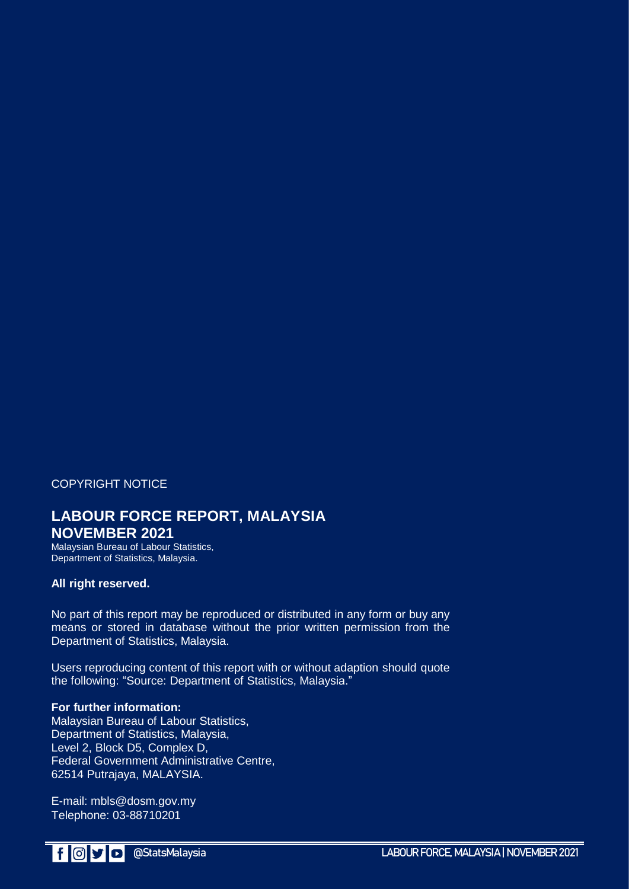COPYRIGHT NOTICE

## LABOUR FORCE REPORT, MALAYSIA NOVEMBER 2021

Malaysian Bureau of Labour Statistics,
Department of Statistics, Malaysia.

**All right reserved.**

No part of this report may be reproduced or distributed in any form or buy any means or stored in database without the prior written permission from the Department of Statistics, Malaysia.

Users reproducing content of this report with or without adaption should quote the following: "Source: Department of Statistics, Malaysia."

**For further information:**
Malaysian Bureau of Labour Statistics,
Department of Statistics, Malaysia,
Level 2, Block D5, Complex D,
Federal Government Administrative Centre,
62514 Putrajaya, MALAYSIA.

E-mail: mbls@dosm.gov.my
Telephone: 03-88710201

@StatsMalaysia